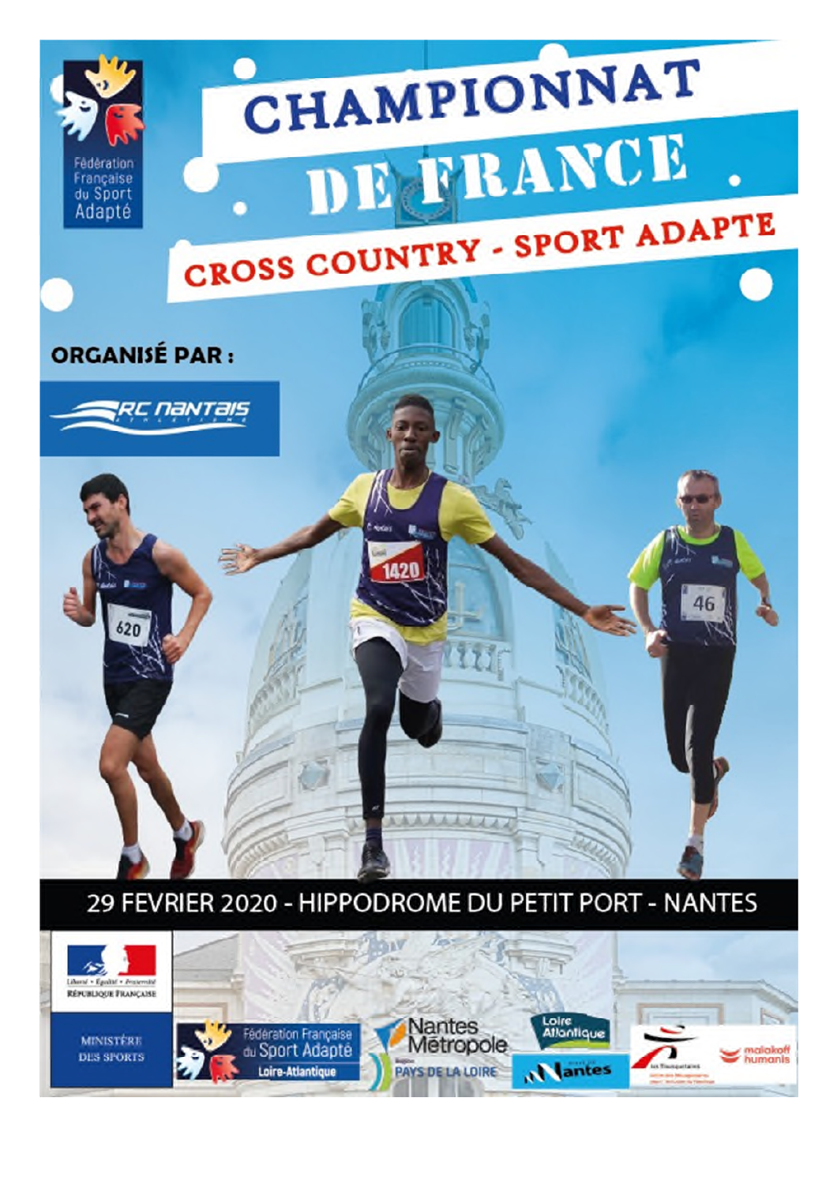# CHAMPIONNAT DE FRANCE

## CROSS COUNTRY - SPORT ADAPTE

**ORGANISÉ PAR :**

RC NANTAIS ATHLETISME

**29 FEVRIER 2020 - HIPPODROME DU PETIT PORT - NANTES**

Fédération Française du Sport Adapté

Liberté • Égalité • Fraternité
RÉPUBLIQUE FRANÇAISE

MINISTÈRE DES SPORTS

Fédération Française du Sport Adapté Loire-Atlantique

Nantes Métropole

Région Pays de la Loire

Loire Atlantique

Ville de Nantes

malakoff humanis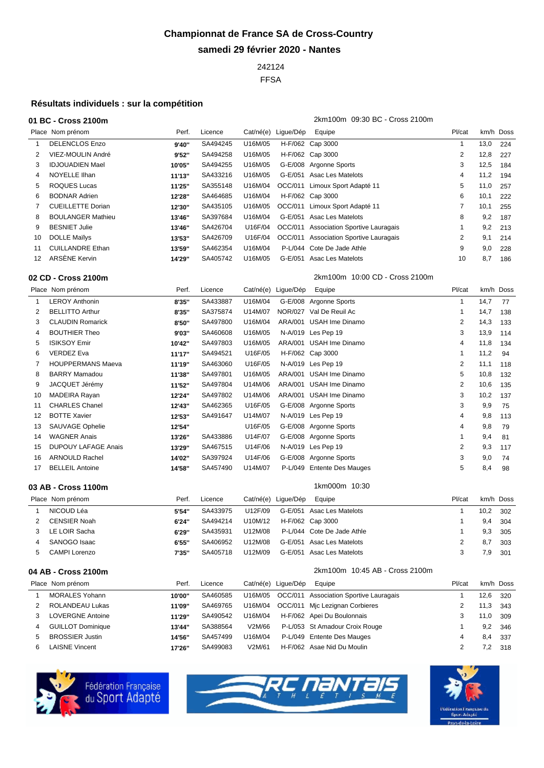# Championnat de France SA de Cross-Country

## samedi 29 février 2020 - Nantes

242124

FFSA

### Résultats individuels : sur la compétition

**01 BC - Cross 2100m** — 2km100m 09:30 BC - Cross 2100m

| Place | Nom prénom | Perf. | Licence | Cat/né(e) | Ligue/Dép | Equipe | Pl/cat | km/h | Doss |
|---|---|---|---|---|---|---|---|---|---|
| 1 | DELENCLOS Enzo | 9'40'' | SA494245 | U16M/05 | H-F/062 | Cap 3000 | 1 | 13,0 | 224 |
| 2 | VIEZ-MOULIN André | 9'52'' | SA494258 | U16M/05 | H-F/062 | Cap 3000 | 2 | 12,8 | 227 |
| 3 | IDJOUADIEN Mael | 10'05'' | SA494255 | U16M/05 | G-E/008 | Argonne Sports | 3 | 12,5 | 184 |
| 4 | NOYELLE Ilhan | 11'13'' | SA433216 | U16M/05 | G-E/051 | Asac Les Matelots | 4 | 11,2 | 194 |
| 5 | ROQUES Lucas | 11'25'' | SA355148 | U16M/04 | OCC/011 | Limoux Sport Adapté 11 | 5 | 11,0 | 257 |
| 6 | BODNAR Adrien | 12'28'' | SA464685 | U16M/04 | H-F/062 | Cap 3000 | 6 | 10,1 | 222 |
| 7 | CUEILLETTE Dorian | 12'30'' | SA435105 | U16M/05 | OCC/011 | Limoux Sport Adapté 11 | 7 | 10,1 | 255 |
| 8 | BOULANGER Mathieu | 13'46'' | SA397684 | U16M/04 | G-E/051 | Asac Les Matelots | 8 | 9,2 | 187 |
| 9 | BESNIET Julie | 13'46'' | SA426704 | U16F/04 | OCC/011 | Association Sportive Lauragais | 1 | 9,2 | 213 |
| 10 | DOLLE Maïlys | 13'53'' | SA426709 | U16F/04 | OCC/011 | Association Sportive Lauragais | 2 | 9,1 | 214 |
| 11 | CUILLANDRE Ethan | 13'59'' | SA462354 | U16M/04 | P-L/044 | Cote De Jade Athle | 9 | 9,0 | 228 |
| 12 | ARSÈNE Kervin | 14'29'' | SA405742 | U16M/05 | G-E/051 | Asac Les Matelots | 10 | 8,7 | 186 |

**02 CD - Cross 2100m** — 2km100m 10:00 CD - Cross 2100m

| Place | Nom prénom | Perf. | Licence | Cat/né(e) | Ligue/Dép | Equipe | Pl/cat | km/h | Doss |
|---|---|---|---|---|---|---|---|---|---|
| 1 | LEROY Anthonin | 8'35'' | SA433887 | U16M/04 | G-E/008 | Argonne Sports | 1 | 14,7 | 77 |
| 2 | BELLITTO Arthur | 8'35'' | SA375874 | U14M/07 | NOR/027 | Val De Reuil Ac | 1 | 14,7 | 138 |
| 3 | CLAUDIN Romarick | 8'50'' | SA497800 | U16M/04 | ARA/001 | USAH Ime Dinamo | 2 | 14,3 | 133 |
| 4 | BOUTHIER Theo | 9'03'' | SA460608 | U16M/05 | N-A/019 | Les Pep 19 | 3 | 13,9 | 114 |
| 5 | ISIKSOY Emir | 10'42'' | SA497803 | U16M/05 | ARA/001 | USAH Ime Dinamo | 4 | 11,8 | 134 |
| 6 | VERDEZ Eva | 11'17'' | SA494521 | U16F/05 | H-F/062 | Cap 3000 | 1 | 11,2 | 94 |
| 7 | HOUPPERMANS Maeva | 11'19'' | SA463060 | U16F/05 | N-A/019 | Les Pep 19 | 2 | 11,1 | 118 |
| 8 | BARRY Mamadou | 11'38'' | SA497801 | U16M/05 | ARA/001 | USAH Ime Dinamo | 5 | 10,8 | 132 |
| 9 | JACQUET Jérémy | 11'52'' | SA497804 | U14M/06 | ARA/001 | USAH Ime Dinamo | 2 | 10,6 | 135 |
| 10 | MADEIRA Rayan | 12'24'' | SA497802 | U14M/06 | ARA/001 | USAH Ime Dinamo | 3 | 10,2 | 137 |
| 11 | CHARLES Chanel | 12'43'' | SA462365 | U16F/05 | G-E/008 | Argonne Sports | 3 | 9,9 | 75 |
| 12 | BOTTE Xavier | 12'53'' | SA491647 | U14M/07 | N-A/019 | Les Pep 19 | 4 | 9,8 | 113 |
| 13 | SAUVAGE Ophelie | 12'54'' | | U16F/05 | G-E/008 | Argonne Sports | 4 | 9,8 | 79 |
| 14 | WAGNER Anais | 13'26'' | SA433886 | U14F/07 | G-E/008 | Argonne Sports | 1 | 9,4 | 81 |
| 15 | DUPOUY LAFAGE Anais | 13'29'' | SA467515 | U14F/06 | N-A/019 | Les Pep 19 | 2 | 9,3 | 117 |
| 16 | ARNOULD Rachel | 14'02'' | SA397924 | U14F/06 | G-E/008 | Argonne Sports | 3 | 9,0 | 74 |
| 17 | BELLEIL Antoine | 14'58'' | SA457490 | U14M/07 | P-L/049 | Entente Des Mauges | 5 | 8,4 | 98 |

**03 AB - Cross 1100m** — 1km000m 10:30

| Place | Nom prénom | Perf. | Licence | Cat/né(e) | Ligue/Dép | Equipe | Pl/cat | km/h | Doss |
|---|---|---|---|---|---|---|---|---|---|
| 1 | NICOUD Léa | 5'54'' | SA433975 | U12F/09 | G-E/051 | Asac Les Matelots | 1 | 10,2 | 302 |
| 2 | CENSIER Noah | 6'24'' | SA494214 | U10M/12 | H-F/062 | Cap 3000 | 1 | 9,4 | 304 |
| 3 | LE LOIR Sacha | 6'29'' | SA435931 | U12M/08 | P-L/044 | Cote De Jade Athle | 1 | 9,3 | 305 |
| 4 | SANOGO Isaac | 6'55'' | SA406952 | U12M/08 | G-E/051 | Asac Les Matelots | 2 | 8,7 | 303 |
| 5 | CAMPI Lorenzo | 7'35'' | SA405718 | U12M/09 | G-E/051 | Asac Les Matelots | 3 | 7,9 | 301 |

**04 AB - Cross 2100m** — 2km100m 10:45 AB - Cross 2100m

| Place | Nom prénom | Perf. | Licence | Cat/né(e) | Ligue/Dép | Equipe | Pl/cat | km/h | Doss |
|---|---|---|---|---|---|---|---|---|---|
| 1 | MORALES Yohann | 10'00'' | SA460585 | U16M/05 | OCC/011 | Association Sportive Lauragais | 1 | 12,6 | 320 |
| 2 | ROLANDEAU Lukas | 11'09'' | SA469765 | U16M/04 | OCC/011 | Mjc Lezignan Corbieres | 2 | 11,3 | 343 |
| 3 | LOVERGNE Antoine | 11'29'' | SA490542 | U16M/04 | H-F/062 | Apei Du Boulonnais | 3 | 11,0 | 309 |
| 4 | GUILLOT Dominique | 13'44'' | SA388564 | V2M/66 | P-L/053 | St Amadour Croix Rouge | 1 | 9,2 | 346 |
| 5 | BROSSIER Justin | 14'56'' | SA457499 | U16M/04 | P-L/049 | Entente Des Mauges | 4 | 8,4 | 337 |
| 6 | LAISNE Vincent | 17'26'' | SA499083 | V2M/61 | H-F/062 | Asae Nid Du Moulin | 2 | 7,2 | 318 |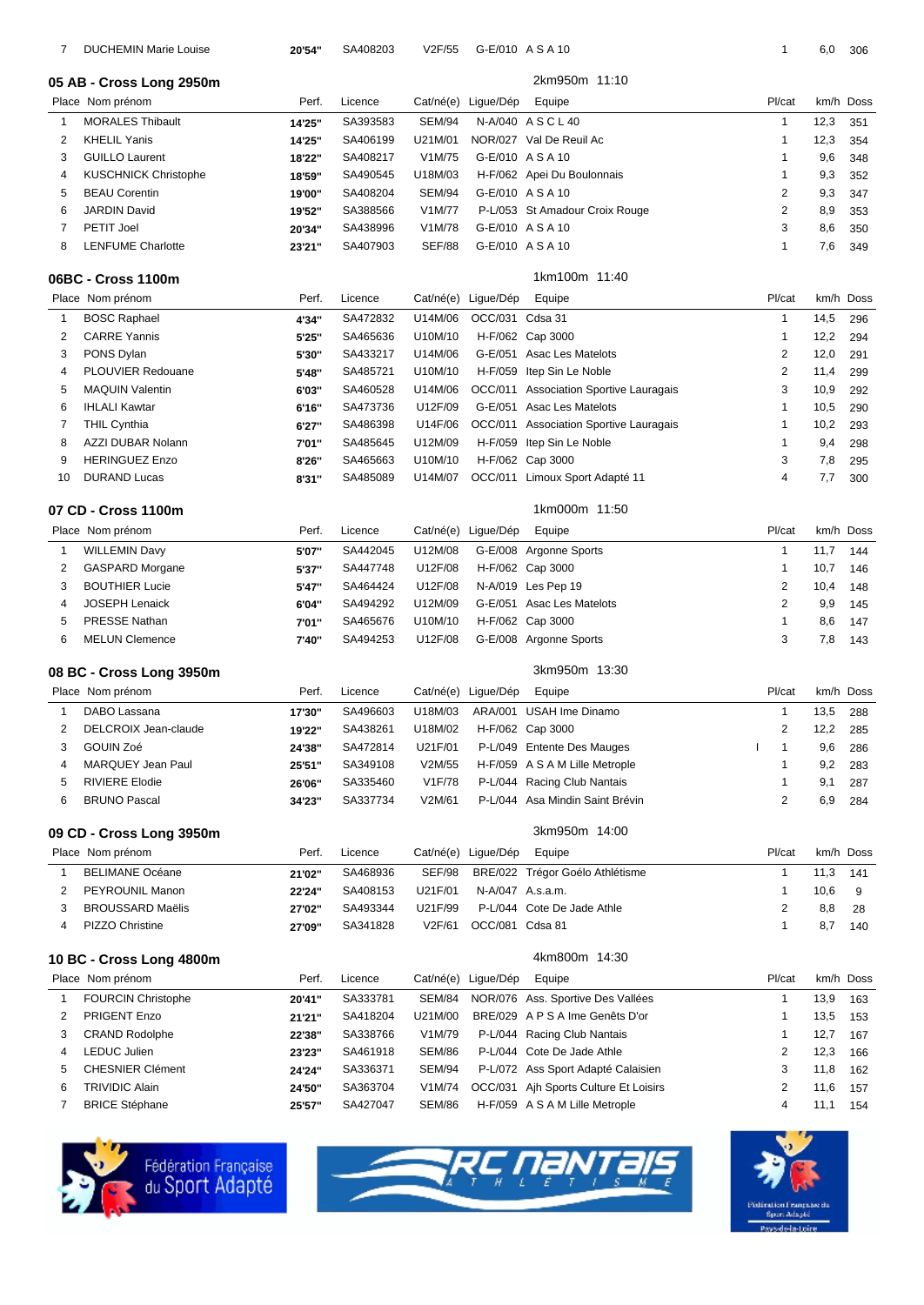| 7 | DUCHEMIN Marie Louise | 20'54" | SA408203 | V2F/55 | G-E/010 | A S A 10 | 1 | 6,0 | 306 |
|---|---|---|---|---|---|---|---|---|---|

## 05 AB - Cross Long 2950m

2km950m 11:10

| Place | Nom prénom | Perf. | Licence | Cat/né(e) | Ligue/Dép | Equipe | Pl/cat | km/h | Doss |
|---|---|---|---|---|---|---|---|---|---|
| 1 | MORALES Thibault | 14'25" | SA393583 | SEM/94 | N-A/040 | A S C L 40 | 1 | 12,3 | 351 |
| 2 | KHELIL Yanis | 14'25" | SA406199 | U21M/01 | NOR/027 | Val De Reuil Ac | 1 | 12,3 | 354 |
| 3 | GUILLO Laurent | 18'22" | SA408217 | V1M/75 | G-E/010 | A S A 10 | 1 | 9,6 | 348 |
| 4 | KUSCHNICK Christophe | 18'59" | SA490545 | U18M/03 | H-F/062 | Apei Du Boulonnais | 1 | 9,3 | 352 |
| 5 | BEAU Corentin | 19'00" | SA408204 | SEM/94 | G-E/010 | A S A 10 | 2 | 9,3 | 347 |
| 6 | JARDIN David | 19'52" | SA388566 | V1M/77 | P-L/053 | St Amadour Croix Rouge | 2 | 8,9 | 353 |
| 7 | PETIT Joel | 20'34" | SA438996 | V1M/78 | G-E/010 | A S A 10 | 3 | 8,6 | 350 |
| 8 | LENFUME Charlotte | 23'21" | SA407903 | SEF/88 | G-E/010 | A S A 10 | 1 | 7,6 | 349 |

## 06BC - Cross 1100m

1km100m 11:40

| Place | Nom prénom | Perf. | Licence | Cat/né(e) | Ligue/Dép | Equipe | Pl/cat | km/h | Doss |
|---|---|---|---|---|---|---|---|---|---|
| 1 | BOSC Raphael | 4'34" | SA472832 | U14M/06 | OCC/031 | Cdsa 31 | 1 | 14,5 | 296 |
| 2 | CARRE Yannis | 5'25" | SA465636 | U10M/10 | H-F/062 | Cap 3000 | 1 | 12,2 | 294 |
| 3 | PONS Dylan | 5'30" | SA433217 | U14M/06 | G-E/051 | Asac Les Matelots | 2 | 12,0 | 291 |
| 4 | PLOUVIER Redouane | 5'48" | SA485721 | U10M/10 | H-F/059 | Itep Sin Le Noble | 2 | 11,4 | 299 |
| 5 | MAQUIN Valentin | 6'03" | SA460528 | U14M/06 | OCC/011 | Association Sportive Lauragais | 3 | 10,9 | 292 |
| 6 | IHLALI Kawtar | 6'16" | SA473736 | U12F/09 | G-E/051 | Asac Les Matelots | 1 | 10,5 | 290 |
| 7 | THIL Cynthia | 6'27" | SA486398 | U14F/06 | OCC/011 | Association Sportive Lauragais | 1 | 10,2 | 293 |
| 8 | AZZI DUBAR Nolann | 7'01" | SA485645 | U12M/09 | H-F/059 | Itep Sin Le Noble | 1 | 9,4 | 298 |
| 9 | HERINGUEZ Enzo | 8'26" | SA465663 | U10M/10 | H-F/062 | Cap 3000 | 3 | 7,8 | 295 |
| 10 | DURAND Lucas | 8'31" | SA485089 | U14M/07 | OCC/011 | Limoux Sport Adapté 11 | 4 | 7,7 | 300 |

## 07 CD - Cross 1100m

1km000m 11:50

| Place | Nom prénom | Perf. | Licence | Cat/né(e) | Ligue/Dép | Equipe | Pl/cat | km/h | Doss |
|---|---|---|---|---|---|---|---|---|---|
| 1 | WILLEMIN Davy | 5'07" | SA442045 | U12M/08 | G-E/008 | Argonne Sports | 1 | 11,7 | 144 |
| 2 | GASPARD Morgane | 5'37" | SA447748 | U12F/08 | H-F/062 | Cap 3000 | 1 | 10,7 | 146 |
| 3 | BOUTHIER Lucie | 5'47" | SA464424 | U12F/08 | N-A/019 | Les Pep 19 | 2 | 10,4 | 148 |
| 4 | JOSEPH Lenaick | 6'04" | SA494292 | U12M/09 | G-E/051 | Asac Les Matelots | 2 | 9,9 | 145 |
| 5 | PRESSE Nathan | 7'01" | SA465676 | U10M/10 | H-F/062 | Cap 3000 | 1 | 8,6 | 147 |
| 6 | MELUN Clemence | 7'40" | SA494253 | U12F/08 | G-E/008 | Argonne Sports | 3 | 7,8 | 143 |

## 08 BC - Cross Long 3950m

3km950m 13:30

| Place | Nom prénom | Perf. | Licence | Cat/né(e) | Ligue/Dép | Equipe | Pl/cat | km/h | Doss |
|---|---|---|---|---|---|---|---|---|---|
| 1 | DABO Lassana | 17'30" | SA496603 | U18M/03 | ARA/001 | USAH Ime Dinamo | 1 | 13,5 | 288 |
| 2 | DELCROIX Jean-claude | 19'22" | SA438261 | U18M/02 | H-F/062 | Cap 3000 | 2 | 12,2 | 285 |
| 3 | GOUIN Zoé | 24'38" | SA472814 | U21F/01 | P-L/049 | Entente Des Mauges | I 1 | 9,6 | 286 |
| 4 | MARQUEY Jean Paul | 25'51" | SA349108 | V2M/55 | H-F/059 | A S A M Lille Metrople | 1 | 9,2 | 283 |
| 5 | RIVIERE Elodie | 26'06" | SA335460 | V1F/78 | P-L/044 | Racing Club Nantais | 1 | 9,1 | 287 |
| 6 | BRUNO Pascal | 34'23" | SA337734 | V2M/61 | P-L/044 | Asa Mindin Saint Brévin | 2 | 6,9 | 284 |

## 09 CD - Cross Long 3950m

3km950m 14:00

| Place | Nom prénom | Perf. | Licence | Cat/né(e) | Ligue/Dép | Equipe | Pl/cat | km/h | Doss |
|---|---|---|---|---|---|---|---|---|---|
| 1 | BELIMANE Océane | 21'02" | SA468936 | SEF/98 | BRE/022 | Trégor Goélo Athlétisme | 1 | 11,3 | 141 |
| 2 | PEYROUNIL Manon | 22'24" | SA408153 | U21F/01 | N-A/047 | A.s.a.m. | 1 | 10,6 | 9 |
| 3 | BROUSSARD Maëlis | 27'02" | SA493344 | U21F/99 | P-L/044 | Cote De Jade Athle | 2 | 8,8 | 28 |
| 4 | PIZZO Christine | 27'09" | SA341828 | V2F/61 | OCC/081 | Cdsa 81 | 1 | 8,7 | 140 |

## 10 BC - Cross Long 4800m

4km800m 14:30

| Place | Nom prénom | Perf. | Licence | Cat/né(e) | Ligue/Dép | Equipe | Pl/cat | km/h | Doss |
|---|---|---|---|---|---|---|---|---|---|
| 1 | FOURCIN Christophe | 20'41" | SA333781 | SEM/84 | NOR/076 | Ass. Sportive Des Vallées | 1 | 13,9 | 163 |
| 2 | PRIGENT Enzo | 21'21" | SA418204 | U21M/00 | BRE/029 | A P S A Ime Genêts D'or | 1 | 13,5 | 153 |
| 3 | CRAND Rodolphe | 22'38" | SA338766 | V1M/79 | P-L/044 | Racing Club Nantais | 1 | 12,7 | 167 |
| 4 | LEDUC Julien | 23'23" | SA461918 | SEM/86 | P-L/044 | Cote De Jade Athle | 2 | 12,3 | 166 |
| 5 | CHESNIER Clément | 24'24" | SA336371 | SEM/94 | P-L/072 | Ass Sport Adapté Calaisien | 3 | 11,8 | 162 |
| 6 | TRIVIDIC Alain | 24'50" | SA363704 | V1M/74 | OCC/031 | Ajh Sports Culture Et Loisirs | 2 | 11,6 | 157 |
| 7 | BRICE Stéphane | 25'57" | SA427047 | SEM/86 | H-F/059 | A S A M Lille Metrople | 4 | 11,1 | 154 |

Fédération Française du Sport Adapté

RC NANTAIS ATHLÉTISME

Fédération Française du Sport Adapté Pays-de-la-Loire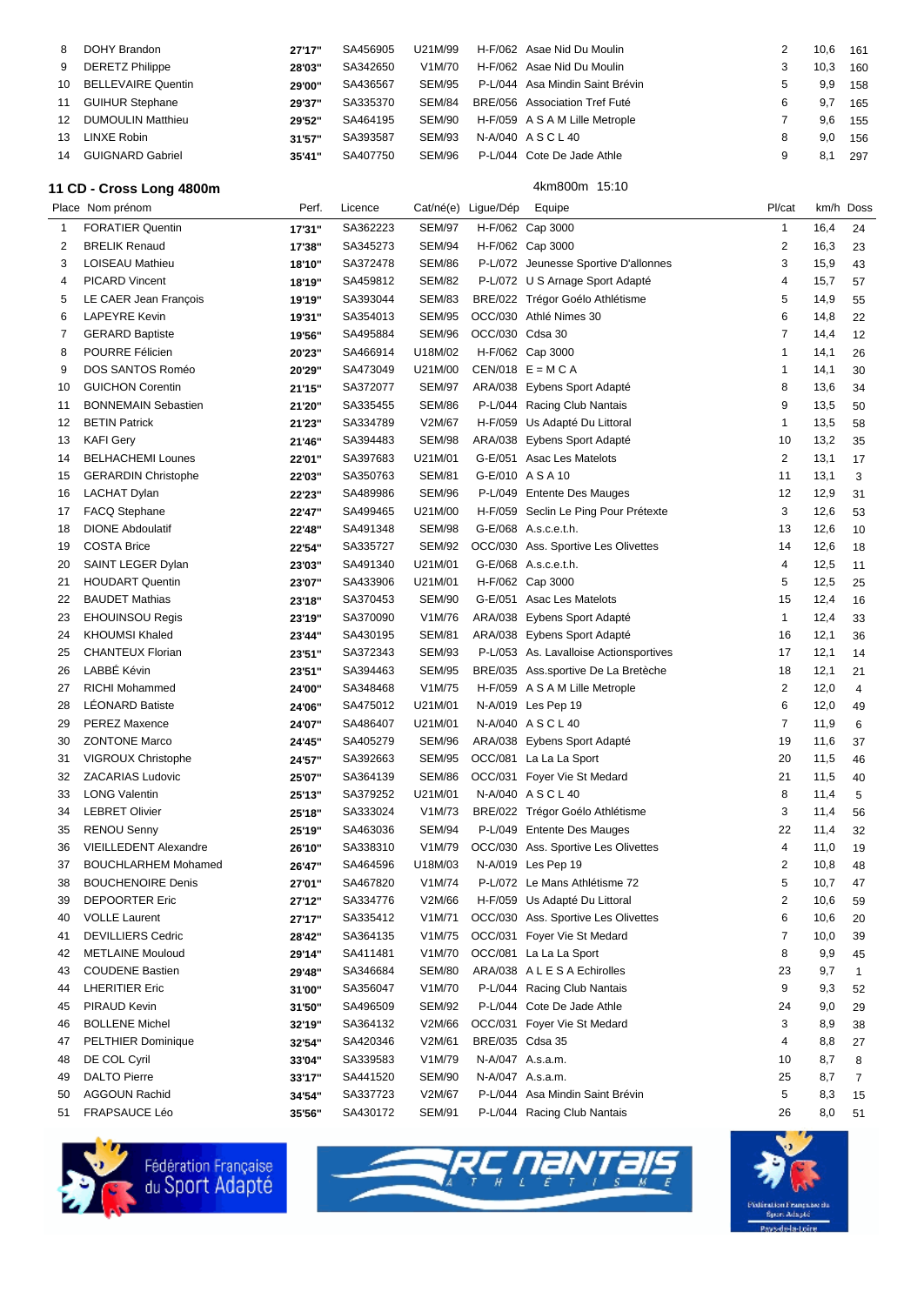| | | | | | | | | | |
|---|---|---|---|---|---|---|---|---|---|
| 8 | DOHY Brandon | **27'17"** | SA456905 | U21M/99 | H-F/062 | Asae Nid Du Moulin | 2 | 10,6 | 161 |
| 9 | DERETZ Philippe | **28'03"** | SA342650 | V1M/70 | H-F/062 | Asae Nid Du Moulin | 3 | 10,3 | 160 |
| 10 | BELLEVAIRE Quentin | **29'00"** | SA436567 | SEM/95 | P-L/044 | Asa Mindin Saint Brévin | 5 | 9,9 | 158 |
| 11 | GUIHUR Stephane | **29'37"** | SA335370 | SEM/84 | BRE/056 | Association Tref Futé | 6 | 9,7 | 165 |
| 12 | DUMOULIN Matthieu | **29'52"** | SA464195 | SEM/90 | H-F/059 | A S A M Lille Metrople | 7 | 9,6 | 155 |
| 13 | LINXE Robin | **31'57"** | SA393587 | SEM/93 | N-A/040 | A S C L 40 | 8 | 9,0 | 156 |
| 14 | GUIGNARD Gabriel | **35'41"** | SA407750 | SEM/96 | P-L/044 | Cote De Jade Athle | 9 | 8,1 | 297 |

## 11 CD - Cross Long 4800m

4km800m 15:10

| Place | Nom prénom | Perf. | Licence | Cat/né(e) | Ligue/Dép | Equipe | Pl/cat | km/h | Doss |
|---|---|---|---|---|---|---|---|---|---|
| 1 | FORATIER Quentin | **17'31"** | SA362223 | SEM/97 | H-F/062 | Cap 3000 | 1 | 16,4 | 24 |
| 2 | BRELIK Renaud | **17'38"** | SA345273 | SEM/94 | H-F/062 | Cap 3000 | 2 | 16,3 | 23 |
| 3 | LOISEAU Mathieu | **18'10"** | SA372478 | SEM/86 | P-L/072 | Jeunesse Sportive D'allonnes | 3 | 15,9 | 43 |
| 4 | PICARD Vincent | **18'19"** | SA459812 | SEM/82 | P-L/072 | U S Arnage Sport Adapté | 4 | 15,7 | 57 |
| 5 | LE CAER Jean François | **19'19"** | SA393044 | SEM/83 | BRE/022 | Trégor Goélo Athlétisme | 5 | 14,9 | 55 |
| 6 | LAPEYRE Kevin | **19'31"** | SA354013 | SEM/95 | OCC/030 | Athlé Nimes 30 | 6 | 14,8 | 22 |
| 7 | GERARD Baptiste | **19'56"** | SA495884 | SEM/96 | OCC/030 | Cdsa 30 | 7 | 14,4 | 12 |
| 8 | POURRE Félicien | **20'23"** | SA466914 | U18M/02 | H-F/062 | Cap 3000 | 1 | 14,1 | 26 |
| 9 | DOS SANTOS Roméo | **20'29"** | SA473049 | U21M/00 | CEN/018 | E = M C A | 1 | 14,1 | 30 |
| 10 | GUICHON Corentin | **21'15"** | SA372077 | SEM/97 | ARA/038 | Eybens Sport Adapté | 8 | 13,6 | 34 |
| 11 | BONNEMAIN Sebastien | **21'20"** | SA335455 | SEM/86 | P-L/044 | Racing Club Nantais | 9 | 13,5 | 50 |
| 12 | BETIN Patrick | **21'23"** | SA334789 | V2M/67 | H-F/059 | Us Adapté Du Littoral | 1 | 13,5 | 58 |
| 13 | KAFI Gery | **21'46"** | SA394483 | SEM/98 | ARA/038 | Eybens Sport Adapté | 10 | 13,2 | 35 |
| 14 | BELHACHEMI Lounes | **22'01"** | SA397683 | U21M/01 | G-E/051 | Asac Les Matelots | 2 | 13,1 | 17 |
| 15 | GERARDIN Christophe | **22'03"** | SA350763 | SEM/81 | G-E/010 | A S A 10 | 11 | 13,1 | 3 |
| 16 | LACHAT Dylan | **22'23"** | SA489986 | SEM/96 | P-L/049 | Entente Des Mauges | 12 | 12,9 | 31 |
| 17 | FACQ Stephane | **22'47"** | SA499465 | U21M/00 | H-F/059 | Seclin Le Ping Pour Prétexte | 3 | 12,6 | 53 |
| 18 | DIONE Abdoulatif | **22'48"** | SA491348 | SEM/98 | G-E/068 | A.s.c.e.t.h. | 13 | 12,6 | 10 |
| 19 | COSTA Brice | **22'54"** | SA335727 | SEM/92 | OCC/030 | Ass. Sportive Les Olivettes | 14 | 12,6 | 18 |
| 20 | SAINT LEGER Dylan | **23'03"** | SA491340 | U21M/01 | G-E/068 | A.s.c.e.t.h. | 4 | 12,5 | 11 |
| 21 | HOUDART Quentin | **23'07"** | SA433906 | U21M/01 | H-F/062 | Cap 3000 | 5 | 12,5 | 25 |
| 22 | BAUDET Mathias | **23'18"** | SA370453 | SEM/90 | G-E/051 | Asac Les Matelots | 15 | 12,4 | 16 |
| 23 | EHOUINSOU Regis | **23'19"** | SA370090 | V1M/76 | ARA/038 | Eybens Sport Adapté | 1 | 12,4 | 33 |
| 24 | KHOUMSI Khaled | **23'44"** | SA430195 | SEM/81 | ARA/038 | Eybens Sport Adapté | 16 | 12,1 | 36 |
| 25 | CHANTEUX Florian | **23'51"** | SA372343 | SEM/93 | P-L/053 | As. Lavalloise Actionsportives | 17 | 12,1 | 14 |
| 26 | LABBÉ Kévin | **23'51"** | SA394463 | SEM/95 | BRE/035 | Ass.sportive De La Bretèche | 18 | 12,1 | 21 |
| 27 | RICHI Mohammed | **24'00"** | SA348468 | V1M/75 | H-F/059 | A S A M Lille Metrople | 2 | 12,0 | 4 |
| 28 | LÉONARD Batiste | **24'06"** | SA475012 | U21M/01 | N-A/019 | Les Pep 19 | 6 | 12,0 | 49 |
| 29 | PEREZ Maxence | **24'07"** | SA486407 | U21M/01 | N-A/040 | A S C L 40 | 7 | 11,9 | 6 |
| 30 | ZONTONE Marco | **24'45"** | SA405279 | SEM/96 | ARA/038 | Eybens Sport Adapté | 19 | 11,6 | 37 |
| 31 | VIGROUX Christophe | **24'57"** | SA392663 | SEM/95 | OCC/081 | La La La Sport | 20 | 11,5 | 46 |
| 32 | ZACARIAS Ludovic | **25'07"** | SA364139 | SEM/86 | OCC/031 | Foyer Vie St Medard | 21 | 11,5 | 40 |
| 33 | LONG Valentin | **25'13"** | SA379252 | U21M/01 | N-A/040 | A S C L 40 | 8 | 11,4 | 5 |
| 34 | LEBRET Olivier | **25'18"** | SA333024 | V1M/73 | BRE/022 | Trégor Goélo Athlétisme | 3 | 11,4 | 56 |
| 35 | RENOU Senny | **25'19"** | SA463036 | SEM/94 | P-L/049 | Entente Des Mauges | 22 | 11,4 | 32 |
| 36 | VIEILLEDENT Alexandre | **26'10"** | SA338310 | V1M/79 | OCC/030 | Ass. Sportive Les Olivettes | 4 | 11,0 | 19 |
| 37 | BOUCHLARHEM Mohamed | **26'47"** | SA464596 | U18M/03 | N-A/019 | Les Pep 19 | 2 | 10,8 | 48 |
| 38 | BOUCHENOIRE Denis | **27'01"** | SA467820 | V1M/74 | P-L/072 | Le Mans Athlétisme 72 | 5 | 10,7 | 47 |
| 39 | DEPOORTER Eric | **27'12"** | SA334776 | V2M/66 | H-F/059 | Us Adapté Du Littoral | 2 | 10,6 | 59 |
| 40 | VOLLE Laurent | **27'17"** | SA335412 | V1M/71 | OCC/030 | Ass. Sportive Les Olivettes | 6 | 10,6 | 20 |
| 41 | DEVILLIERS Cedric | **28'42"** | SA364135 | V1M/75 | OCC/031 | Foyer Vie St Medard | 7 | 10,0 | 39 |
| 42 | METLAINE Mouloud | **29'14"** | SA411481 | V1M/70 | OCC/081 | La La La Sport | 8 | 9,9 | 45 |
| 43 | COUDENE Bastien | **29'48"** | SA346684 | SEM/80 | ARA/038 | A L E S A Echirolles | 23 | 9,7 | 1 |
| 44 | LHERITIER Eric | **31'00"** | SA356047 | V1M/70 | P-L/044 | Racing Club Nantais | 9 | 9,3 | 52 |
| 45 | PIRAUD Kevin | **31'50"** | SA496509 | SEM/92 | P-L/044 | Cote De Jade Athle | 24 | 9,0 | 29 |
| 46 | BOLLENE Michel | **32'19"** | SA364132 | V2M/66 | OCC/031 | Foyer Vie St Medard | 3 | 8,9 | 38 |
| 47 | PELTHIER Dominique | **32'54"** | SA420346 | V2M/61 | BRE/035 | Cdsa 35 | 4 | 8,8 | 27 |
| 48 | DE COL Cyril | **33'04"** | SA339583 | V1M/79 | N-A/047 | A.s.a.m. | 10 | 8,7 | 8 |
| 49 | DALTO Pierre | **33'17"** | SA441520 | SEM/90 | N-A/047 | A.s.a.m. | 25 | 8,7 | 7 |
| 50 | AGGOUN Rachid | **34'54"** | SA337723 | V2M/67 | P-L/044 | Asa Mindin Saint Brévin | 5 | 8,3 | 15 |
| 51 | FRAPSAUCE Léo | **35'56"** | SA430172 | SEM/91 | P-L/044 | Racing Club Nantais | 26 | 8,0 | 51 |

Fédération Française du Sport Adapté

RC NANTAIS ATHLÉTISME

Fédération Française du Sport Adapté Pays-de-la-Loire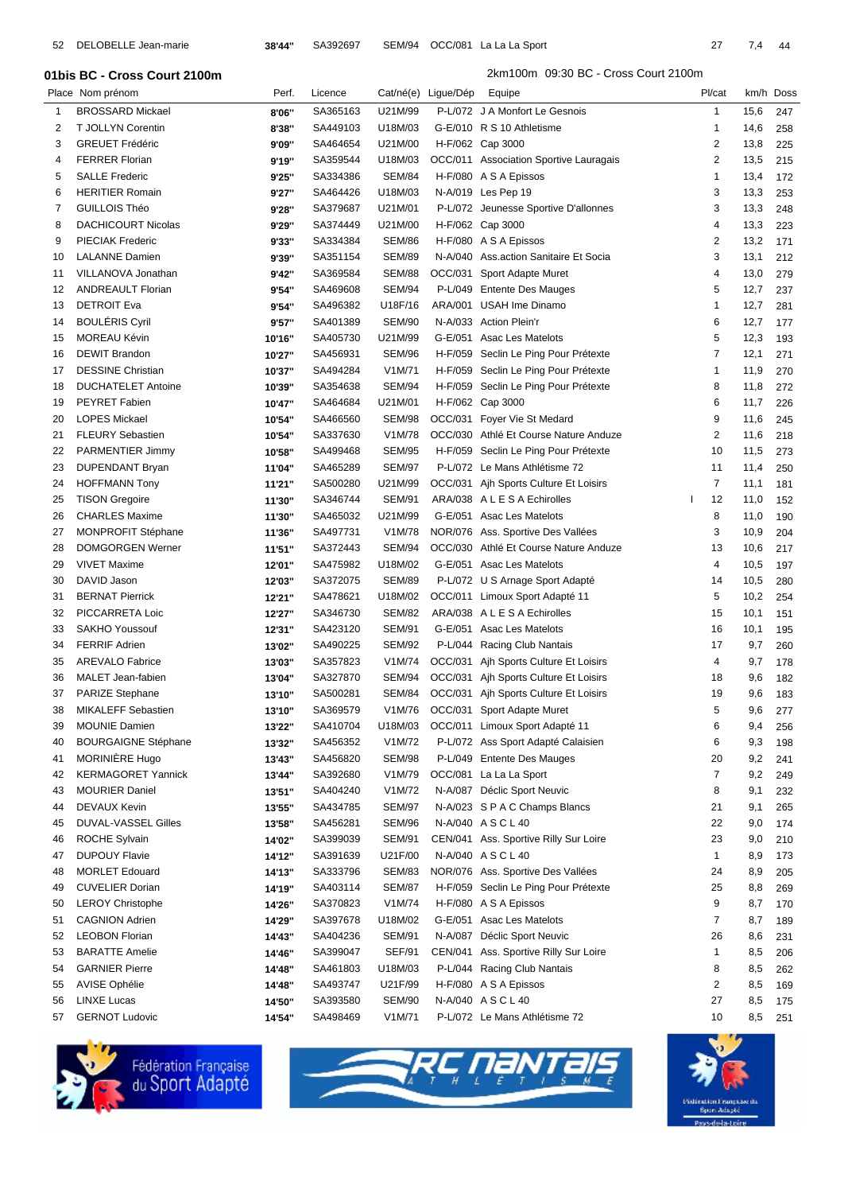| 52 | DELOBELLE Jean-marie | 38'44'' | SA392697 | SEM/94 | OCC/081 | La La La Sport | 27 | 7,4 | 44 |
|---|---|---|---|---|---|---|---|---|---|

## 01bis BC - Cross Court 2100m

2km100m 09:30 BC - Cross Court 2100m

| Place | Nom prénom | Perf. | Licence | Cat/né(e) | Ligue/Dép | Equipe | Pl/cat | km/h | Doss |
|---|---|---|---|---|---|---|---|---|---|
| 1 | BROSSARD Mickael | 8'06'' | SA365163 | U21M/99 | P-L/072 | J A Monfort Le Gesnois | 1 | 15,6 | 247 |
| 2 | T JOLLYN Corentin | 8'38'' | SA449103 | U18M/03 | G-E/010 | R S 10 Athletisme | 1 | 14,6 | 258 |
| 3 | GREUET Frédéric | 9'09'' | SA464654 | U21M/00 | H-F/062 | Cap 3000 | 2 | 13,8 | 225 |
| 4 | FERRER Florian | 9'19'' | SA359544 | U18M/03 | OCC/011 | Association Sportive Lauragais | 2 | 13,5 | 215 |
| 5 | SALLE Frederic | 9'25'' | SA334386 | SEM/84 | H-F/080 | A S A Epissos | 1 | 13,4 | 172 |
| 6 | HERITIER Romain | 9'27'' | SA464426 | U18M/03 | N-A/019 | Les Pep 19 | 3 | 13,3 | 253 |
| 7 | GUILLOIS Théo | 9'28'' | SA379687 | U21M/01 | P-L/072 | Jeunesse Sportive D'allonnes | 3 | 13,3 | 248 |
| 8 | DACHICOURT Nicolas | 9'29'' | SA374449 | U21M/00 | H-F/062 | Cap 3000 | 4 | 13,3 | 223 |
| 9 | PIECIAK Frederic | 9'33'' | SA334384 | SEM/86 | H-F/080 | A S A Epissos | 2 | 13,2 | 171 |
| 10 | LALANNE Damien | 9'39'' | SA351154 | SEM/89 | N-A/040 | Ass.action Sanitaire Et Socia | 3 | 13,1 | 212 |
| 11 | VILLANOVA Jonathan | 9'42'' | SA369584 | SEM/88 | OCC/031 | Sport Adapte Muret | 4 | 13,0 | 279 |
| 12 | ANDREAULT Florian | 9'54'' | SA469608 | SEM/94 | P-L/049 | Entente Des Mauges | 5 | 12,7 | 237 |
| 13 | DETROIT Eva | 9'54'' | SA496382 | U18F/16 | ARA/001 | USAH Ime Dinamo | 1 | 12,7 | 281 |
| 14 | BOULÉRIS Cyril | 9'57'' | SA401389 | SEM/90 | N-A/033 | Action Plein'r | 6 | 12,7 | 177 |
| 15 | MOREAU Kévin | 10'16'' | SA405730 | U21M/99 | G-E/051 | Asac Les Matelots | 5 | 12,3 | 193 |
| 16 | DEWIT Brandon | 10'27'' | SA456931 | SEM/96 | H-F/059 | Seclin Le Ping Pour Prétexte | 7 | 12,1 | 271 |
| 17 | DESSINE Christian | 10'37'' | SA494284 | V1M/71 | H-F/059 | Seclin Le Ping Pour Prétexte | 1 | 11,9 | 270 |
| 18 | DUCHATELET Antoine | 10'39'' | SA354638 | SEM/94 | H-F/059 | Seclin Le Ping Pour Prétexte | 8 | 11,8 | 272 |
| 19 | PEYRET Fabien | 10'47'' | SA464684 | U21M/01 | H-F/062 | Cap 3000 | 6 | 11,7 | 226 |
| 20 | LOPES Mickael | 10'54'' | SA466560 | SEM/98 | OCC/031 | Foyer Vie St Medard | 9 | 11,6 | 245 |
| 21 | FLEURY Sebastien | 10'54'' | SA337630 | V1M/78 | OCC/030 | Athlé Et Course Nature Anduze | 2 | 11,6 | 218 |
| 22 | PARMENTIER Jimmy | 10'58'' | SA499468 | SEM/95 | H-F/059 | Seclin Le Ping Pour Prétexte | 10 | 11,5 | 273 |
| 23 | DUPENDANT Bryan | 11'04'' | SA465289 | SEM/97 | P-L/072 | Le Mans Athlétisme 72 | 11 | 11,4 | 250 |
| 24 | HOFFMANN Tony | 11'21'' | SA500280 | U21M/99 | OCC/031 | Ajh Sports Culture Et Loisirs | 7 | 11,1 | 181 |
| 25 | TISON Gregoire | 11'30'' | SA346744 | SEM/91 | ARA/038 | A L E S A Echirolles | 12 | 11,0 | 152 |
| 26 | CHARLES Maxime | 11'30'' | SA465032 | U21M/99 | G-E/051 | Asac Les Matelots | 8 | 11,0 | 190 |
| 27 | MONPROFIT Stéphane | 11'36'' | SA497731 | V1M/78 | NOR/076 | Ass. Sportive Des Vallées | 3 | 10,9 | 204 |
| 28 | DOMGORGEN Werner | 11'51'' | SA372443 | SEM/94 | OCC/030 | Athlé Et Course Nature Anduze | 13 | 10,6 | 217 |
| 29 | VIVET Maxime | 12'01'' | SA475982 | U18M/02 | G-E/051 | Asac Les Matelots | 4 | 10,5 | 197 |
| 30 | DAVID Jason | 12'03'' | SA372075 | SEM/89 | P-L/072 | U S Arnage Sport Adapté | 14 | 10,5 | 280 |
| 31 | BERNAT Pierrick | 12'21'' | SA478621 | U18M/02 | OCC/011 | Limoux Sport Adapté 11 | 5 | 10,2 | 254 |
| 32 | PICCARRETA Loic | 12'27'' | SA346730 | SEM/82 | ARA/038 | A L E S A Echirolles | 15 | 10,1 | 151 |
| 33 | SAKHO Youssouf | 12'31'' | SA423120 | SEM/91 | G-E/051 | Asac Les Matelots | 16 | 10,1 | 195 |
| 34 | FERRIF Adrien | 13'02'' | SA490225 | SEM/92 | P-L/044 | Racing Club Nantais | 17 | 9,7 | 260 |
| 35 | AREVALO Fabrice | 13'03'' | SA357823 | V1M/74 | OCC/031 | Ajh Sports Culture Et Loisirs | 4 | 9,7 | 178 |
| 36 | MALET Jean-fabien | 13'04'' | SA327870 | SEM/94 | OCC/031 | Ajh Sports Culture Et Loisirs | 18 | 9,6 | 182 |
| 37 | PARIZE Stephane | 13'10'' | SA500281 | SEM/84 | OCC/031 | Ajh Sports Culture Et Loisirs | 19 | 9,6 | 183 |
| 38 | MIKALEFF Sebastien | 13'10'' | SA369579 | V1M/76 | OCC/031 | Sport Adapte Muret | 5 | 9,6 | 277 |
| 39 | MOUNIE Damien | 13'22'' | SA410704 | U18M/03 | OCC/011 | Limoux Sport Adapté 11 | 6 | 9,4 | 256 |
| 40 | BOURGAIGNE Stéphane | 13'32'' | SA456352 | V1M/72 | P-L/072 | Ass Sport Adapté Calaisien | 6 | 9,3 | 198 |
| 41 | MORINIÈRE Hugo | 13'43'' | SA456820 | SEM/98 | P-L/049 | Entente Des Mauges | 20 | 9,2 | 241 |
| 42 | KERMAGORET Yannick | 13'44'' | SA392680 | V1M/79 | OCC/081 | La La La Sport | 7 | 9,2 | 249 |
| 43 | MOURIER Daniel | 13'51'' | SA404240 | V1M/72 | N-A/087 | Déclic Sport Neuvic | 8 | 9,1 | 232 |
| 44 | DEVAUX Kevin | 13'55'' | SA434785 | SEM/97 | N-A/023 | S P A C Champs Blancs | 21 | 9,1 | 265 |
| 45 | DUVAL-VASSEL Gilles | 13'58'' | SA456281 | SEM/96 | N-A/040 | A S C L 40 | 22 | 9,0 | 174 |
| 46 | ROCHE Sylvain | 14'02'' | SA399039 | SEM/91 | CEN/041 | Ass. Sportive Rilly Sur Loire | 23 | 9,0 | 210 |
| 47 | DUPOUY Flavie | 14'12'' | SA391639 | U21F/00 | N-A/040 | A S C L 40 | 1 | 8,9 | 173 |
| 48 | MORLET Edouard | 14'13'' | SA333796 | SEM/83 | NOR/076 | Ass. Sportive Des Vallées | 24 | 8,9 | 205 |
| 49 | CUVELIER Dorian | 14'19'' | SA403114 | SEM/87 | H-F/059 | Seclin Le Ping Pour Prétexte | 25 | 8,8 | 269 |
| 50 | LEROY Christophe | 14'26'' | SA370823 | V1M/74 | H-F/080 | A S A Epissos | 9 | 8,7 | 170 |
| 51 | CAGNION Adrien | 14'29'' | SA397678 | U18M/02 | G-E/051 | Asac Les Matelots | 7 | 8,7 | 189 |
| 52 | LEOBON Florian | 14'43'' | SA404236 | SEM/91 | N-A/087 | Déclic Sport Neuvic | 26 | 8,6 | 231 |
| 53 | BARATTE Amelie | 14'46'' | SA399047 | SEF/91 | CEN/041 | Ass. Sportive Rilly Sur Loire | 1 | 8,5 | 206 |
| 54 | GARNIER Pierre | 14'48'' | SA461803 | U18M/03 | P-L/044 | Racing Club Nantais | 8 | 8,5 | 262 |
| 55 | AVISE Ophélie | 14'48'' | SA493747 | U21F/99 | H-F/080 | A S A Epissos | 2 | 8,5 | 169 |
| 56 | LINXE Lucas | 14'50'' | SA393580 | SEM/90 | N-A/040 | A S C L 40 | 27 | 8,5 | 175 |
| 57 | GERNOT Ludovic | 14'54'' | SA498469 | V1M/71 | P-L/072 | Le Mans Athlétisme 72 | 10 | 8,5 | 251 |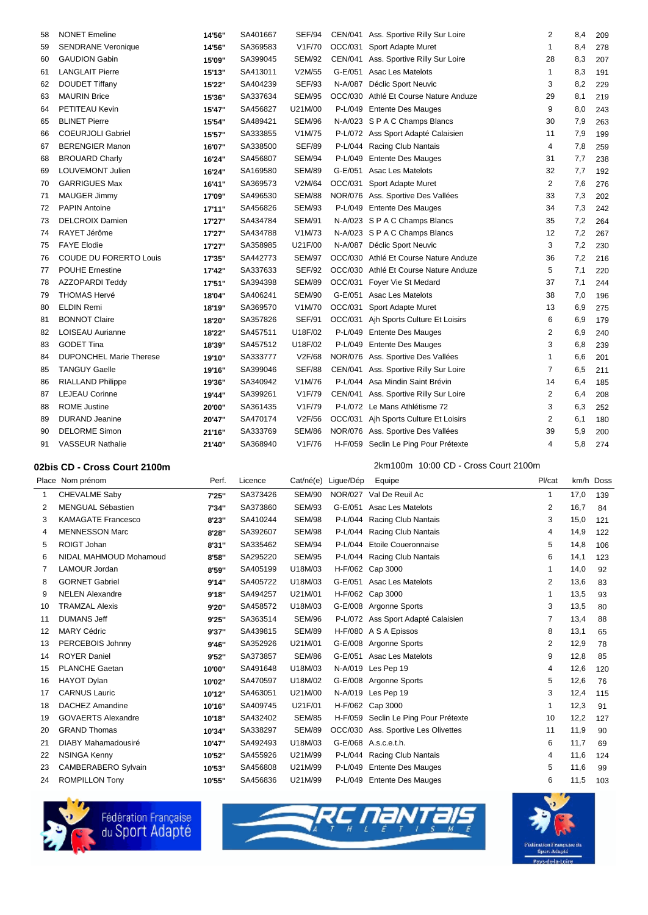| | | | | | | | | | |
|---|---|---|---|---|---|---|---|---|---|
| 58 | NONET Emeline | 14'56" | SA401667 | SEF/94 | CEN/041 | Ass. Sportive Rilly Sur Loire | 2 | 8,4 | 209 |
| 59 | SENDRANE Veronique | 14'56" | SA369583 | V1F/70 | OCC/031 | Sport Adapte Muret | 1 | 8,4 | 278 |
| 60 | GAUDION Gabin | 15'09" | SA399045 | SEM/92 | CEN/041 | Ass. Sportive Rilly Sur Loire | 28 | 8,3 | 207 |
| 61 | LANGLAIT Pierre | 15'13" | SA413011 | V2M/55 | G-E/051 | Asac Les Matelots | 1 | 8,3 | 191 |
| 62 | DOUDET Tiffany | 15'22" | SA404239 | SEF/93 | N-A/087 | Déclic Sport Neuvic | 3 | 8,2 | 229 |
| 63 | MAURIN Brice | 15'36" | SA337634 | SEM/95 | OCC/030 | Athlé Et Course Nature Anduze | 29 | 8,1 | 219 |
| 64 | PETITEAU Kevin | 15'47" | SA456827 | U21M/00 | P-L/049 | Entente Des Mauges | 9 | 8,0 | 243 |
| 65 | BLINET Pierre | 15'54" | SA489421 | SEM/96 | N-A/023 | S P A C Champs Blancs | 30 | 7,9 | 263 |
| 66 | COEURJOLI Gabriel | 15'57" | SA333855 | V1M/75 | P-L/072 | Ass Sport Adapté Calaisien | 11 | 7,9 | 199 |
| 67 | BERENGIER Manon | 16'07" | SA338500 | SEF/89 | P-L/044 | Racing Club Nantais | 4 | 7,8 | 259 |
| 68 | BROUARD Charly | 16'24" | SA456807 | SEM/94 | P-L/049 | Entente Des Mauges | 31 | 7,7 | 238 |
| 69 | LOUVEMONT Julien | 16'24" | SA169580 | SEM/89 | G-E/051 | Asac Les Matelots | 32 | 7,7 | 192 |
| 70 | GARRIGUES Max | 16'41" | SA369573 | V2M/64 | OCC/031 | Sport Adapte Muret | 2 | 7,6 | 276 |
| 71 | MAUGER Jimmy | 17'09" | SA496530 | SEM/88 | NOR/076 | Ass. Sportive Des Vallées | 33 | 7,3 | 202 |
| 72 | PAPIN Antoine | 17'11" | SA456826 | SEM/93 | P-L/049 | Entente Des Mauges | 34 | 7,3 | 242 |
| 73 | DELCROIX Damien | 17'27" | SA434784 | SEM/91 | N-A/023 | S P A C Champs Blancs | 35 | 7,2 | 264 |
| 74 | RAYET Jérôme | 17'27" | SA434788 | V1M/73 | N-A/023 | S P A C Champs Blancs | 12 | 7,2 | 267 |
| 75 | FAYE Elodie | 17'27" | SA358985 | U21F/00 | N-A/087 | Déclic Sport Neuvic | 3 | 7,2 | 230 |
| 76 | COUDE DU FORERTO Louis | 17'35" | SA442773 | SEM/97 | OCC/030 | Athlé Et Course Nature Anduze | 36 | 7,2 | 216 |
| 77 | POUHE Ernestine | 17'42" | SA337633 | SEF/92 | OCC/030 | Athlé Et Course Nature Anduze | 5 | 7,1 | 220 |
| 78 | AZZOPARDI Teddy | 17'51" | SA394398 | SEM/89 | OCC/031 | Foyer Vie St Medard | 37 | 7,1 | 244 |
| 79 | THOMAS Hervé | 18'04" | SA406241 | SEM/90 | G-E/051 | Asac Les Matelots | 38 | 7,0 | 196 |
| 80 | ELDIN Remi | 18'19" | SA369570 | V1M/70 | OCC/031 | Sport Adapte Muret | 13 | 6,9 | 275 |
| 81 | BONNOT Claire | 18'20" | SA357826 | SEF/91 | OCC/031 | Ajh Sports Culture Et Loisirs | 6 | 6,9 | 179 |
| 82 | LOISEAU Aurianne | 18'22" | SA457511 | U18F/02 | P-L/049 | Entente Des Mauges | 2 | 6,9 | 240 |
| 83 | GODET Tina | 18'39" | SA457512 | U18F/02 | P-L/049 | Entente Des Mauges | 3 | 6,8 | 239 |
| 84 | DUPONCHEL Marie Therese | 19'10" | SA333777 | V2F/68 | NOR/076 | Ass. Sportive Des Vallées | 1 | 6,6 | 201 |
| 85 | TANGUY Gaelle | 19'16" | SA399046 | SEF/88 | CEN/041 | Ass. Sportive Rilly Sur Loire | 7 | 6,5 | 211 |
| 86 | RIALLAND Philippe | 19'36" | SA340942 | V1M/76 | P-L/044 | Asa Mindin Saint Brévin | 14 | 6,4 | 185 |
| 87 | LEJEAU Corinne | 19'44" | SA399261 | V1F/79 | CEN/041 | Ass. Sportive Rilly Sur Loire | 2 | 6,4 | 208 |
| 88 | ROME Justine | 20'00" | SA361435 | V1F/79 | P-L/072 | Le Mans Athlétisme 72 | 3 | 6,3 | 252 |
| 89 | DURAND Jeanine | 20'47" | SA470174 | V2F/56 | OCC/031 | Ajh Sports Culture Et Loisirs | 2 | 6,1 | 180 |
| 90 | DELORME Simon | 21'16" | SA333769 | SEM/86 | NOR/076 | Ass. Sportive Des Vallées | 39 | 5,9 | 200 |
| 91 | VASSEUR Nathalie | 21'40" | SA368940 | V1F/76 | H-F/059 | Seclin Le Ping Pour Prétexte | 4 | 5,8 | 274 |

## 02bis CD - Cross Court 2100m

2km100m 10:00 CD - Cross Court 2100m

| Place | Nom prénom | Perf. | Licence | Cat/né(e) | Ligue/Dép | Equipe | Pl/cat | km/h | Doss |
|---|---|---|---|---|---|---|---|---|---|
| 1 | CHEVALME Saby | 7'25" | SA373426 | SEM/90 | NOR/027 | Val De Reuil Ac | 1 | 17,0 | 139 |
| 2 | MENGUAL Sébastien | 7'34" | SA373860 | SEM/93 | G-E/051 | Asac Les Matelots | 2 | 16,7 | 84 |
| 3 | KAMAGATE Francesco | 8'23" | SA410244 | SEM/98 | P-L/044 | Racing Club Nantais | 3 | 15,0 | 121 |
| 4 | MENNESSON Marc | 8'28" | SA392607 | SEM/98 | P-L/044 | Racing Club Nantais | 4 | 14,9 | 122 |
| 5 | ROIGT Johan | 8'31" | SA335462 | SEM/94 | P-L/044 | Etoile Coueronnaise | 5 | 14,8 | 106 |
| 6 | NIDAL MAHMOUD Mohamoud | 8'58" | SA295220 | SEM/95 | P-L/044 | Racing Club Nantais | 6 | 14,1 | 123 |
| 7 | LAMOUR Jordan | 8'59" | SA405199 | U18M/03 | H-F/062 | Cap 3000 | 1 | 14,0 | 92 |
| 8 | GORNET Gabriel | 9'14" | SA405722 | U18M/03 | G-E/051 | Asac Les Matelots | 2 | 13,6 | 83 |
| 9 | NELEN Alexandre | 9'18" | SA494257 | U21M/01 | H-F/062 | Cap 3000 | 1 | 13,5 | 93 |
| 10 | TRAMZAL Alexis | 9'20" | SA458572 | U18M/03 | G-E/008 | Argonne Sports | 3 | 13,5 | 80 |
| 11 | DUMANS Jeff | 9'25" | SA363514 | SEM/96 | P-L/072 | Ass Sport Adapté Calaisien | 7 | 13,4 | 88 |
| 12 | MARY Cédric | 9'37" | SA439815 | SEM/89 | H-F/080 | A S A Epissos | 8 | 13,1 | 65 |
| 13 | PERCEBOIS Johnny | 9'46" | SA352926 | U21M/01 | G-E/008 | Argonne Sports | 2 | 12,9 | 78 |
| 14 | ROYER Daniel | 9'52" | SA373857 | SEM/86 | G-E/051 | Asac Les Matelots | 9 | 12,8 | 85 |
| 15 | PLANCHE Gaetan | 10'00" | SA491648 | U18M/03 | N-A/019 | Les Pep 19 | 4 | 12,6 | 120 |
| 16 | HAYOT Dylan | 10'02" | SA470597 | U18M/02 | G-E/008 | Argonne Sports | 5 | 12,6 | 76 |
| 17 | CARNUS Lauric | 10'12" | SA463051 | U21M/00 | N-A/019 | Les Pep 19 | 3 | 12,4 | 115 |
| 18 | DACHEZ Amandine | 10'16" | SA409745 | U21F/01 | H-F/062 | Cap 3000 | 1 | 12,3 | 91 |
| 19 | GOVAERTS Alexandre | 10'18" | SA432402 | SEM/85 | H-F/059 | Seclin Le Ping Pour Prétexte | 10 | 12,2 | 127 |
| 20 | GRAND Thomas | 10'34" | SA338297 | SEM/89 | OCC/030 | Ass. Sportive Les Olivettes | 11 | 11,9 | 90 |
| 21 | DIABY Mahamadousiré | 10'47" | SA492493 | U18M/03 | G-E/068 | A.s.c.e.t.h. | 6 | 11,7 | 69 |
| 22 | NSINGA Kenny | 10'52" | SA455926 | U21M/99 | P-L/044 | Racing Club Nantais | 4 | 11,6 | 124 |
| 23 | CAMBERABERO Sylvain | 10'53" | SA456808 | U21M/99 | P-L/049 | Entente Des Mauges | 5 | 11,6 | 99 |
| 24 | ROMPILLON Tony | 10'55" | SA456836 | U21M/99 | P-L/049 | Entente Des Mauges | 6 | 11,5 | 103 |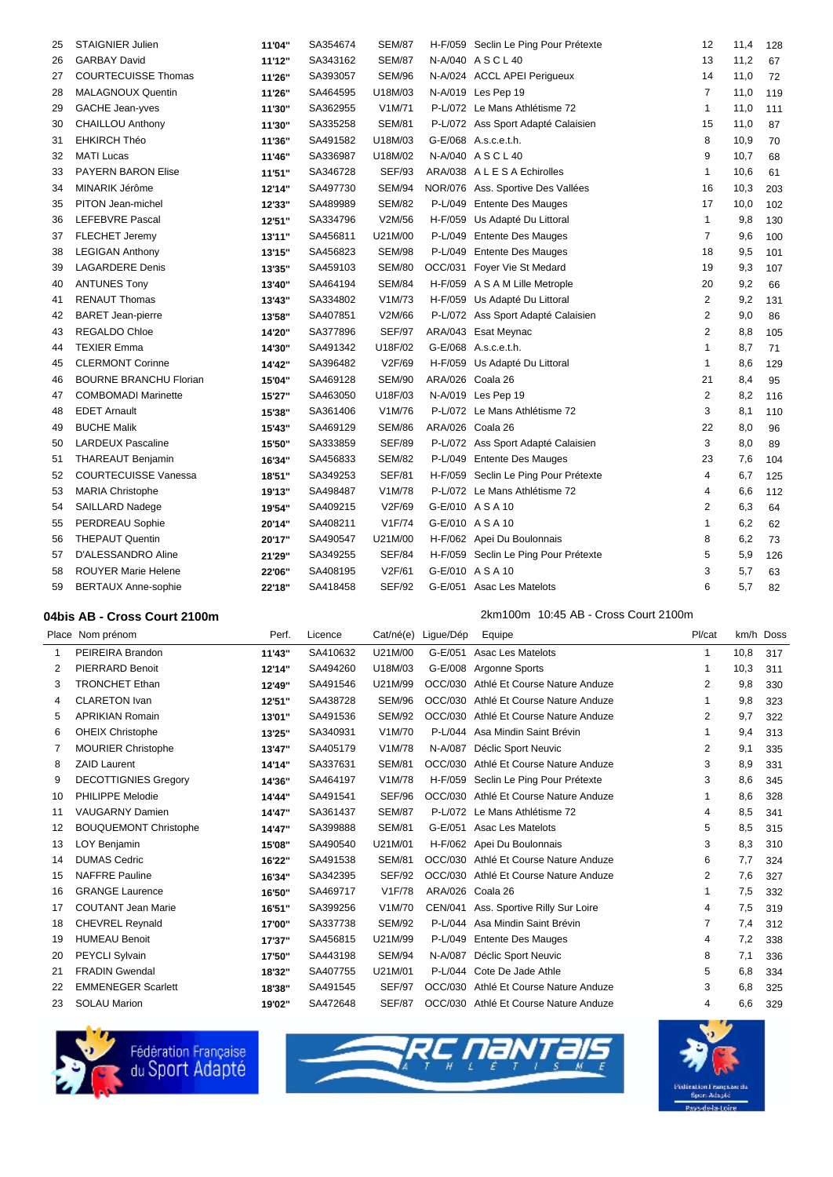| | | | | | | | | | |
|---|---|---|---|---|---|---|---|---|---|
| 25 | STAIGNIER Julien | 11'04" | SA354674 | SEM/87 | H-F/059 | Seclin Le Ping Pour Prétexte | 12 | 11,4 | 128 |
| 26 | GARBAY David | 11'12" | SA343162 | SEM/87 | N-A/040 | A S C L 40 | 13 | 11,2 | 67 |
| 27 | COURTECUISSE Thomas | 11'26" | SA393057 | SEM/96 | N-A/024 | ACCL APEI Perigueux | 14 | 11,0 | 72 |
| 28 | MALAGNOUX Quentin | 11'26" | SA464595 | U18M/03 | N-A/019 | Les Pep 19 | 7 | 11,0 | 119 |
| 29 | GACHE Jean-yves | 11'30" | SA362955 | V1M/71 | P-L/072 | Le Mans Athlétisme 72 | 1 | 11,0 | 111 |
| 30 | CHAILLOU Anthony | 11'30" | SA335258 | SEM/81 | P-L/072 | Ass Sport Adapté Calaisien | 15 | 11,0 | 87 |
| 31 | EHKIRCH Théo | 11'36" | SA491582 | U18M/03 | G-E/068 | A.s.c.e.t.h. | 8 | 10,9 | 70 |
| 32 | MATI Lucas | 11'46" | SA336987 | U18M/02 | N-A/040 | A S C L 40 | 9 | 10,7 | 68 |
| 33 | PAYERN BARON Elise | 11'51" | SA346728 | SEF/93 | ARA/038 | A L E S A Echirolles | 1 | 10,6 | 61 |
| 34 | MINARIK Jérôme | 12'14" | SA497730 | SEM/94 | NOR/076 | Ass. Sportive Des Vallées | 16 | 10,3 | 203 |
| 35 | PITON Jean-michel | 12'33" | SA489989 | SEM/82 | P-L/049 | Entente Des Mauges | 17 | 10,0 | 102 |
| 36 | LEFEBVRE Pascal | 12'51" | SA334796 | V2M/56 | H-F/059 | Us Adapté Du Littoral | 1 | 9,8 | 130 |
| 37 | FLECHET Jeremy | 13'11" | SA456811 | U21M/00 | P-L/049 | Entente Des Mauges | 7 | 9,6 | 100 |
| 38 | LEGIGAN Anthony | 13'15" | SA456823 | SEM/98 | P-L/049 | Entente Des Mauges | 18 | 9,5 | 101 |
| 39 | LAGARDERE Denis | 13'35" | SA459103 | SEM/80 | OCC/031 | Foyer Vie St Medard | 19 | 9,3 | 107 |
| 40 | ANTUNES Tony | 13'40" | SA464194 | SEM/84 | H-F/059 | A S A M Lille Metropole | 20 | 9,2 | 66 |
| 41 | RENAUT Thomas | 13'43" | SA334802 | V1M/73 | H-F/059 | Us Adapté Du Littoral | 2 | 9,2 | 131 |
| 42 | BARET Jean-pierre | 13'58" | SA407851 | V2M/66 | P-L/072 | Ass Sport Adapté Calaisien | 2 | 9,0 | 86 |
| 43 | REGALDO Chloe | 14'20" | SA377896 | SEF/97 | ARA/043 | Esat Meynac | 2 | 8,8 | 105 |
| 44 | TEXIER Emma | 14'30" | SA491342 | U18F/02 | G-E/068 | A.s.c.e.t.h. | 1 | 8,7 | 71 |
| 45 | CLERMONT Corinne | 14'42" | SA396482 | V2F/69 | H-F/059 | Us Adapté Du Littoral | 1 | 8,6 | 129 |
| 46 | BOURNE BRANCHU Florian | 15'04" | SA469128 | SEM/90 | ARA/026 | Coala 26 | 21 | 8,4 | 95 |
| 47 | COMBOMADI Marinette | 15'27" | SA463050 | U18F/03 | N-A/019 | Les Pep 19 | 2 | 8,2 | 116 |
| 48 | EDET Arnault | 15'38" | SA361406 | V1M/76 | P-L/072 | Le Mans Athlétisme 72 | 3 | 8,1 | 110 |
| 49 | BUCHE Malik | 15'43" | SA469129 | SEM/86 | ARA/026 | Coala 26 | 22 | 8,0 | 96 |
| 50 | LARDEUX Pascaline | 15'50" | SA333859 | SEF/89 | P-L/072 | Ass Sport Adapté Calaisien | 3 | 8,0 | 89 |
| 51 | THAREAUT Benjamin | 16'34" | SA456833 | SEM/82 | P-L/049 | Entente Des Mauges | 23 | 7,6 | 104 |
| 52 | COURTECUISSE Vanessa | 18'51" | SA349253 | SEF/81 | H-F/059 | Seclin Le Ping Pour Prétexte | 4 | 6,7 | 125 |
| 53 | MARIA Christophe | 19'13" | SA498487 | V1M/78 | P-L/072 | Le Mans Athlétisme 72 | 4 | 6,6 | 112 |
| 54 | SAILLARD Nadege | 19'54" | SA409215 | V2F/69 | G-E/010 | A S A 10 | 2 | 6,3 | 64 |
| 55 | PERDREAU Sophie | 20'14" | SA408211 | V1F/74 | G-E/010 | A S A 10 | 1 | 6,2 | 62 |
| 56 | THEPAUT Quentin | 20'17" | SA490547 | U21M/00 | H-F/062 | Apei Du Boulonnais | 8 | 6,2 | 73 |
| 57 | D'ALESSANDRO Aline | 21'29" | SA349255 | SEF/84 | H-F/059 | Seclin Le Ping Pour Prétexte | 5 | 5,9 | 126 |
| 58 | ROUYER Marie Helene | 22'06" | SA408195 | V2F/61 | G-E/010 | A S A 10 | 3 | 5,7 | 63 |
| 59 | BERTAUX Anne-sophie | 22'18" | SA418458 | SEF/92 | G-E/051 | Asac Les Matelots | 6 | 5,7 | 82 |

## 04bis AB - Cross Court 2100m

2km100m 10:45 AB - Cross Court 2100m

| Place | Nom prénom | Perf. | Licence | Cat/né(e) | Ligue/Dép | Equipe | Pl/cat | km/h | Doss |
|---|---|---|---|---|---|---|---|---|---|
| 1 | PEIREIRA Brandon | 11'43" | SA410632 | U21M/00 | G-E/051 | Asac Les Matelots | 1 | 10,8 | 317 |
| 2 | PIERRARD Benoit | 12'14" | SA494260 | U18M/03 | G-E/008 | Argonne Sports | 1 | 10,3 | 311 |
| 3 | TRONCHET Ethan | 12'49" | SA491546 | U21M/99 | OCC/030 | Athlé Et Course Nature Anduze | 2 | 9,8 | 330 |
| 4 | CLARETON Ivan | 12'51" | SA438728 | SEM/96 | OCC/030 | Athlé Et Course Nature Anduze | 1 | 9,8 | 323 |
| 5 | APRIKIAN Romain | 13'01" | SA491536 | SEM/92 | OCC/030 | Athlé Et Course Nature Anduze | 2 | 9,7 | 322 |
| 6 | OHEIX Christophe | 13'25" | SA340931 | V1M/70 | P-L/044 | Asa Mindin Saint Brévin | 1 | 9,4 | 313 |
| 7 | MOURIER Christophe | 13'47" | SA405179 | V1M/78 | N-A/087 | Déclic Sport Neuvic | 2 | 9,1 | 335 |
| 8 | ZAID Laurent | 14'14" | SA337631 | SEM/81 | OCC/030 | Athlé Et Course Nature Anduze | 3 | 8,9 | 331 |
| 9 | DECOTTIGNIES Gregory | 14'36" | SA464197 | V1M/78 | H-F/059 | Seclin Le Ping Pour Prétexte | 3 | 8,6 | 345 |
| 10 | PHILIPPE Melodie | 14'44" | SA491541 | SEF/96 | OCC/030 | Athlé Et Course Nature Anduze | 1 | 8,6 | 328 |
| 11 | VAUGARNY Damien | 14'47" | SA361437 | SEM/87 | P-L/072 | Le Mans Athlétisme 72 | 4 | 8,5 | 341 |
| 12 | BOUQUEMONT Christophe | 14'47" | SA399888 | SEM/81 | G-E/051 | Asac Les Matelots | 5 | 8,5 | 315 |
| 13 | LOY Benjamin | 15'08" | SA490540 | U21M/01 | H-F/062 | Apei Du Boulonnais | 3 | 8,3 | 310 |
| 14 | DUMAS Cedric | 16'22" | SA491538 | SEM/81 | OCC/030 | Athlé Et Course Nature Anduze | 6 | 7,7 | 324 |
| 15 | NAFFRE Pauline | 16'34" | SA342395 | SEF/92 | OCC/030 | Athlé Et Course Nature Anduze | 2 | 7,6 | 327 |
| 16 | GRANGE Laurence | 16'50" | SA469717 | V1F/78 | ARA/026 | Coala 26 | 1 | 7,5 | 332 |
| 17 | COUTANT Jean Marie | 16'51" | SA399256 | V1M/70 | CEN/041 | Ass. Sportive Rilly Sur Loire | 4 | 7,5 | 319 |
| 18 | CHEVREL Reynald | 17'00" | SA337738 | SEM/92 | P-L/044 | Asa Mindin Saint Brévin | 7 | 7,4 | 312 |
| 19 | HUMEAU Benoit | 17'37" | SA456815 | U21M/99 | P-L/049 | Entente Des Mauges | 4 | 7,2 | 338 |
| 20 | PEYCLI Sylvain | 17'50" | SA443198 | SEM/94 | N-A/087 | Déclic Sport Neuvic | 8 | 7,1 | 336 |
| 21 | FRADIN Gwendal | 18'32" | SA407755 | U21M/01 | P-L/044 | Cote De Jade Athle | 5 | 6,8 | 334 |
| 22 | EMMENEGER Scarlett | 18'38" | SA491545 | SEF/97 | OCC/030 | Athlé Et Course Nature Anduze | 3 | 6,8 | 325 |
| 23 | SOLAU Marion | 19'02" | SA472648 | SEF/87 | OCC/030 | Athlé Et Course Nature Anduze | 4 | 6,6 | 329 |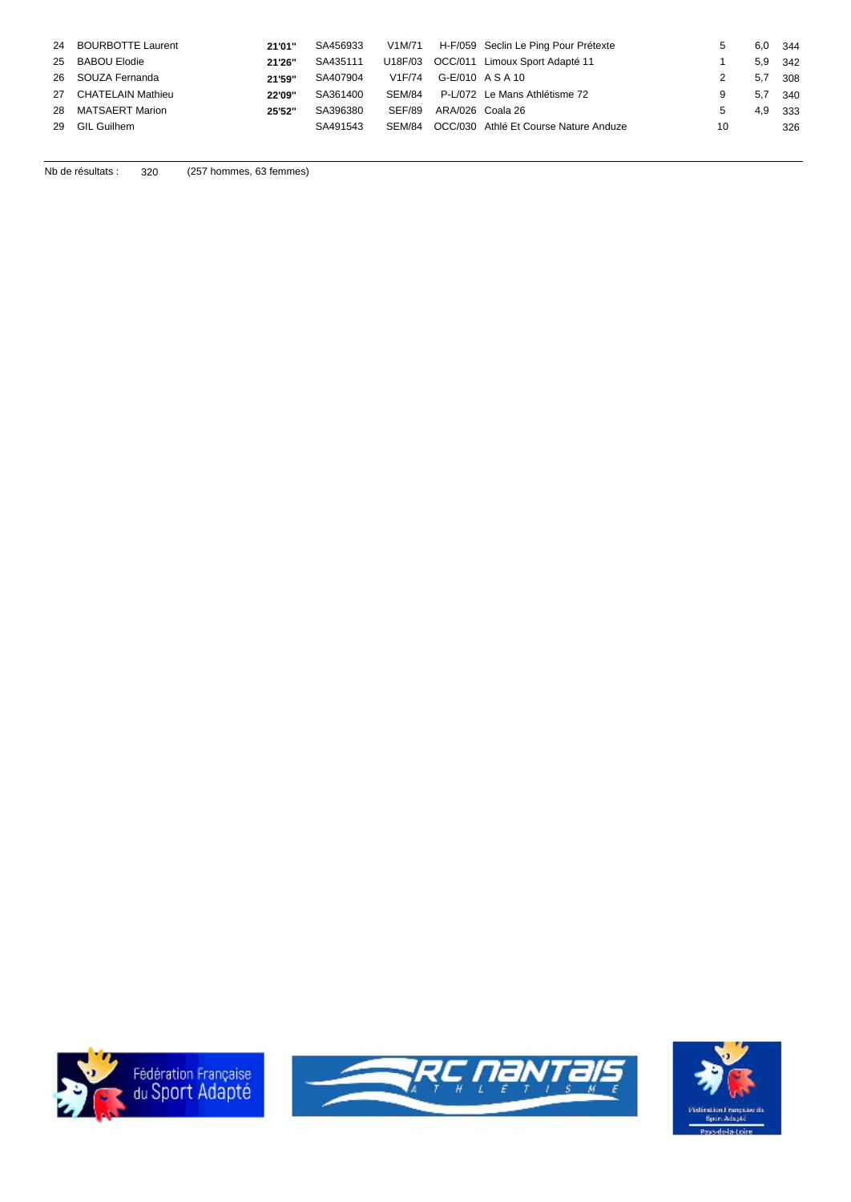| | | | | | | | | | |
|---|---|---|---|---|---|---|---|---|---|
| 24 | BOURBOTTE Laurent | **21'01"** | SA456933 | V1M/71 | H-F/059 | Seclin Le Ping Pour Prétexte | 5 | 6,0 | 344 |
| 25 | BABOU Elodie | **21'26"** | SA435111 | U18F/03 | OCC/011 | Limoux Sport Adapté 11 | 1 | 5,9 | 342 |
| 26 | SOUZA Fernanda | **21'59"** | SA407904 | V1F/74 | G-E/010 | A S A 10 | 2 | 5,7 | 308 |
| 27 | CHATELAIN Mathieu | **22'09"** | SA361400 | SEM/84 | P-L/072 | Le Mans Athlétisme 72 | 9 | 5,7 | 340 |
| 28 | MATSAERT Marion | **25'52"** | SA396380 | SEF/89 | ARA/026 | Coala 26 | 5 | 4,9 | 333 |
| 29 | GIL Guilhem | | SA491543 | SEM/84 | OCC/030 | Athlé Et Course Nature Anduze | 10 | | 326 |

Nb de résultats : 320 (257 hommes, 63 femmes)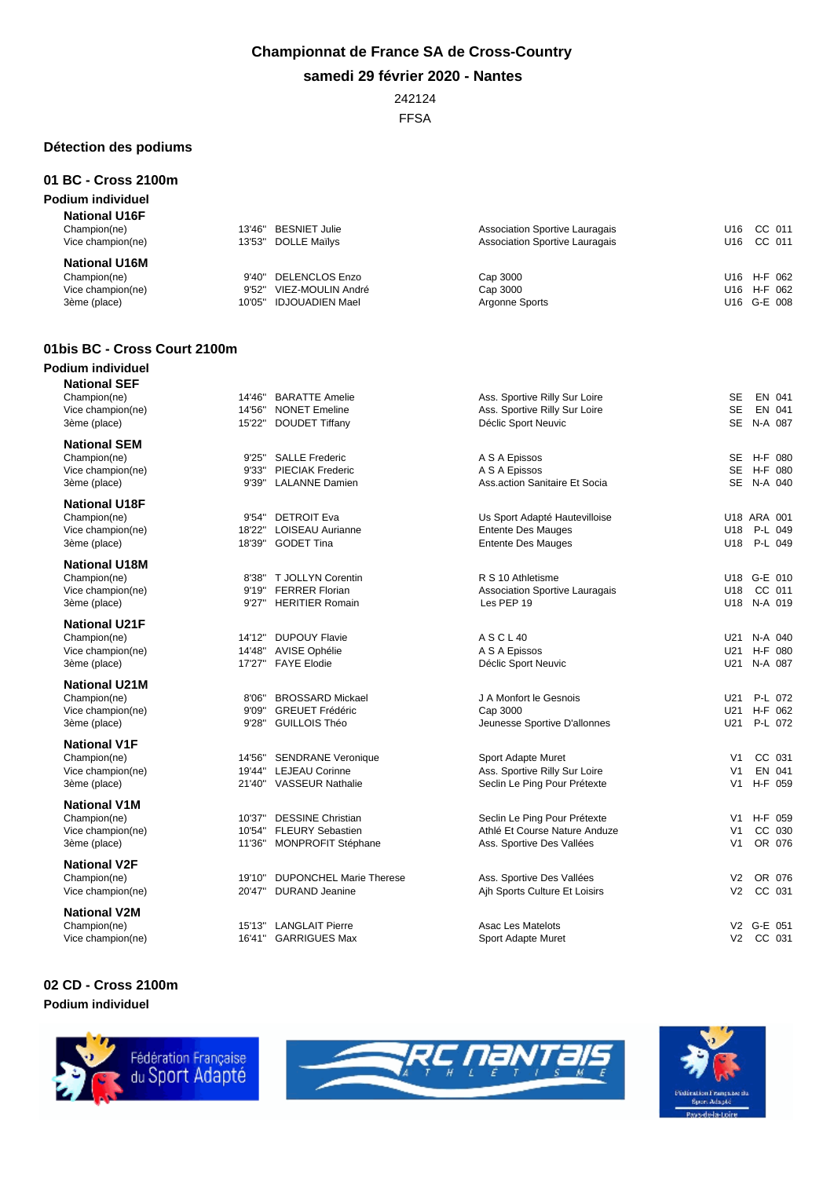# Championnat de France SA de Cross-Country

**samedi 29 février 2020 - Nantes**

242124

FFSA

## Détection des podiums

## 01 BC - Cross 2100m

### Podium individuel

#### National U16F

| | | | | |
|---|---|---|---|---|
| Champion(ne) | 13'46" | BESNIET Julie | Association Sportive Lauragais | U16 CC 011 |
| Vice champion(ne) | 13'53" | DOLLE Maïlys | Association Sportive Lauragais | U16 CC 011 |

#### National U16M

| | | | | |
|---|---|---|---|---|
| Champion(ne) | 9'40" | DELENCLOS Enzo | Cap 3000 | U16 H-F 062 |
| Vice champion(ne) | 9'52" | VIEZ-MOULIN André | Cap 3000 | U16 H-F 062 |
| 3ème (place) | 10'05" | IDJOUADIEN Mael | Argonne Sports | U16 G-E 008 |

## 01bis BC - Cross Court 2100m

### Podium individuel

#### National SEF

| | | | | |
|---|---|---|---|---|
| Champion(ne) | 14'46" | BARATTE Amelie | Ass. Sportive Rilly Sur Loire | SE EN 041 |
| Vice champion(ne) | 14'56" | NONET Emeline | Ass. Sportive Rilly Sur Loire | SE EN 041 |
| 3ème (place) | 15'22" | DOUDET Tiffany | Déclic Sport Neuvic | SE N-A 087 |

#### National SEM

| | | | | |
|---|---|---|---|---|
| Champion(ne) | 9'25" | SALLE Frederic | A S A Epissos | SE H-F 080 |
| Vice champion(ne) | 9'33" | PIECIAK Frederic | A S A Epissos | SE H-F 080 |
| 3ème (place) | 9'39" | LALANNE Damien | Ass.action Sanitaire Et Socia | SE N-A 040 |

#### National U18F

| | | | | |
|---|---|---|---|---|
| Champion(ne) | 9'54" | DETROIT Eva | Us Sport Adapté Hautevilloise | U18 ARA 001 |
| Vice champion(ne) | 18'22" | LOISEAU Aurianne | Entente Des Mauges | U18 P-L 049 |
| 3ème (place) | 18'39" | GODET Tina | Entente Des Mauges | U18 P-L 049 |

#### National U18M

| | | | | |
|---|---|---|---|---|
| Champion(ne) | 8'38" | T JOLLYN Corentin | R S 10 Athletisme | U18 G-E 010 |
| Vice champion(ne) | 9'19" | FERRER Florian | Association Sportive Lauragais | U18 CC 011 |
| 3ème (place) | 9'27" | HERITIER Romain | Les PEP 19 | U18 N-A 019 |

#### National U21F

| | | | | |
|---|---|---|---|---|
| Champion(ne) | 14'12" | DUPOUY Flavie | A S C L 40 | U21 N-A 040 |
| Vice champion(ne) | 14'48" | AVISE Ophélie | A S A Epissos | U21 H-F 080 |
| 3ème (place) | 17'27" | FAYE Elodie | Déclic Sport Neuvic | U21 N-A 087 |

#### National U21M

| | | | | |
|---|---|---|---|---|
| Champion(ne) | 8'06" | BROSSARD Mickael | J A Monfort le Gesnois | U21 P-L 072 |
| Vice champion(ne) | 9'09" | GREUET Frédéric | Cap 3000 | U21 H-F 062 |
| 3ème (place) | 9'28" | GUILLOIS Théo | Jeunesse Sportive D'allonnes | U21 P-L 072 |

#### National V1F

| | | | | |
|---|---|---|---|---|
| Champion(ne) | 14'56" | SENDRANE Veronique | Sport Adapte Muret | V1 CC 031 |
| Vice champion(ne) | 19'44" | LEJEAU Corinne | Ass. Sportive Rilly Sur Loire | V1 EN 041 |
| 3ème (place) | 21'40" | VASSEUR Nathalie | Seclin Le Ping Pour Prétexte | V1 H-F 059 |

#### National V1M

| | | | | |
|---|---|---|---|---|
| Champion(ne) | 10'37" | DESSINE Christian | Seclin Le Ping Pour Prétexte | V1 H-F 059 |
| Vice champion(ne) | 10'54" | FLEURY Sebastien | Athlé Et Course Nature Anduze | V1 CC 030 |
| 3ème (place) | 11'36" | MONPROFIT Stéphane | Ass. Sportive Des Vallées | V1 OR 076 |

#### National V2F

| | | | | |
|---|---|---|---|---|
| Champion(ne) | 19'10" | DUPONCHEL Marie Therese | Ass. Sportive Des Vallées | V2 OR 076 |
| Vice champion(ne) | 20'47" | DURAND Jeanine | Ajh Sports Culture Et Loisirs | V2 CC 031 |

#### National V2M

| | | | | |
|---|---|---|---|---|
| Champion(ne) | 15'13" | LANGLAIT Pierre | Asac Les Matelots | V2 G-E 051 |
| Vice champion(ne) | 16'41" | GARRIGUES Max | Sport Adapte Muret | V2 CC 031 |

## 02 CD - Cross 2100m

### Podium individuel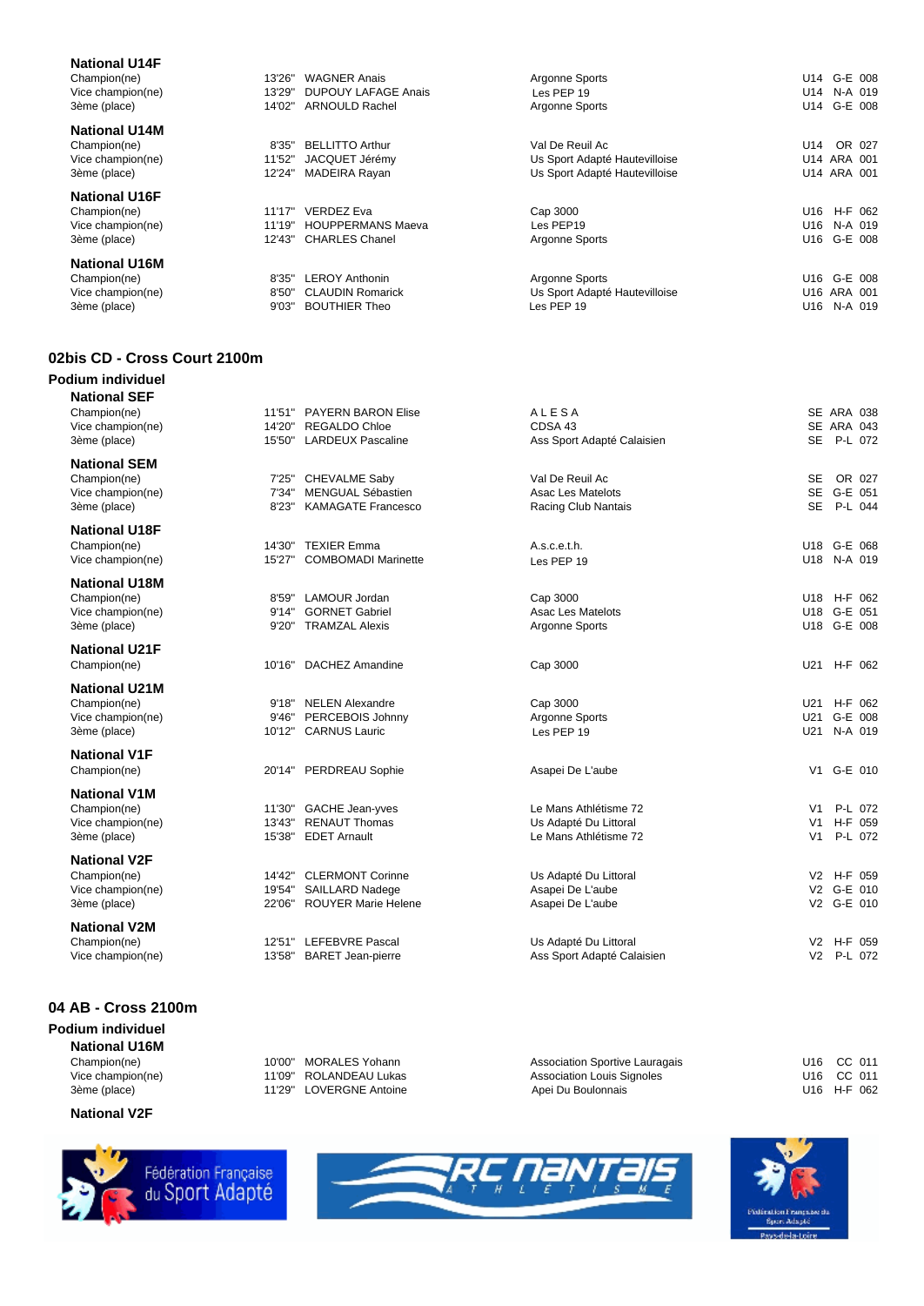### National U14F

| | | | | |
|---|---|---|---|---|
| Champion(ne) | 13'26'' | WAGNER Anais | Argonne Sports | U14 G-E 008 |
| Vice champion(ne) | 13'29'' | DUPOUY LAFAGE Anais | Les PEP 19 | U14 N-A 019 |
| 3ème (place) | 14'02'' | ARNOULD Rachel | Argonne Sports | U14 G-E 008 |

### National U14M

| | | | | |
|---|---|---|---|---|
| Champion(ne) | 8'35'' | BELLITTO Arthur | Val De Reuil Ac | U14 OR 027 |
| Vice champion(ne) | 11'52'' | JACQUET Jérémy | Us Sport Adapté Hautevilloise | U14 ARA 001 |
| 3ème (place) | 12'24'' | MADEIRA Rayan | Us Sport Adapté Hautevilloise | U14 ARA 001 |

### National U16F

| | | | | |
|---|---|---|---|---|
| Champion(ne) | 11'17'' | VERDEZ Eva | Cap 3000 | U16 H-F 062 |
| Vice champion(ne) | 11'19'' | HOUPPERMANS Maeva | Les PEP19 | U16 N-A 019 |
| 3ème (place) | 12'43'' | CHARLES Chanel | Argonne Sports | U16 G-E 008 |

### National U16M

| | | | | |
|---|---|---|---|---|
| Champion(ne) | 8'35'' | LEROY Anthonin | Argonne Sports | U16 G-E 008 |
| Vice champion(ne) | 8'50'' | CLAUDIN Romarick | Us Sport Adapté Hautevilloise | U16 ARA 001 |
| 3ème (place) | 9'03'' | BOUTHIER Theo | Les PEP 19 | U16 N-A 019 |

## 02bis CD - Cross Court 2100m

## Podium individuel

### National SEF

| | | | | |
|---|---|---|---|---|
| Champion(ne) | 11'51'' | PAYERN BARON Elise | A L E S A | SE ARA 038 |
| Vice champion(ne) | 14'20'' | REGALDO Chloe | CDSA 43 | SE ARA 043 |
| 3ème (place) | 15'50'' | LARDEUX Pascaline | Ass Sport Adapté Calaisien | SE P-L 072 |

### National SEM

| | | | | |
|---|---|---|---|---|
| Champion(ne) | 7'25'' | CHEVALME Saby | Val De Reuil Ac | SE OR 027 |
| Vice champion(ne) | 7'34'' | MENGUAL Sébastien | Asac Les Matelots | SE G-E 051 |
| 3ème (place) | 8'23'' | KAMAGATE Francesco | Racing Club Nantais | SE P-L 044 |

### National U18F

| | | | | |
|---|---|---|---|---|
| Champion(ne) | 14'30'' | TEXIER Emma | A.s.c.e.t.h. | U18 G-E 068 |
| Vice champion(ne) | 15'27'' | COMBOMADI Marinette | Les PEP 19 | U18 N-A 019 |

### National U18M

| | | | | |
|---|---|---|---|---|
| Champion(ne) | 8'59'' | LAMOUR Jordan | Cap 3000 | U18 H-F 062 |
| Vice champion(ne) | 9'14'' | GORNET Gabriel | Asac Les Matelots | U18 G-E 051 |
| 3ème (place) | 9'20'' | TRAMZAL Alexis | Argonne Sports | U18 G-E 008 |

### National U21F

| | | | | |
|---|---|---|---|---|
| Champion(ne) | 10'16'' | DACHEZ Amandine | Cap 3000 | U21 H-F 062 |

### National U21M

| | | | | |
|---|---|---|---|---|
| Champion(ne) | 9'18'' | NELEN Alexandre | Cap 3000 | U21 H-F 062 |
| Vice champion(ne) | 9'46'' | PERCEBOIS Johnny | Argonne Sports | U21 G-E 008 |
| 3ème (place) | 10'12'' | CARNUS Lauric | Les PEP 19 | U21 N-A 019 |

### National V1F

| | | | | |
|---|---|---|---|---|
| Champion(ne) | 20'14'' | PERDREAU Sophie | Asapei De L'aube | V1 G-E 010 |

### National V1M

| | | | | |
|---|---|---|---|---|
| Champion(ne) | 11'30'' | GACHE Jean-yves | Le Mans Athlétisme 72 | V1 P-L 072 |
| Vice champion(ne) | 13'43'' | RENAUT Thomas | Us Adapté Du Littoral | V1 H-F 059 |
| 3ème (place) | 15'38'' | EDET Arnault | Le Mans Athlétisme 72 | V1 P-L 072 |

### National V2F

| | | | | |
|---|---|---|---|---|
| Champion(ne) | 14'42'' | CLERMONT Corinne | Us Adapté Du Littoral | V2 H-F 059 |
| Vice champion(ne) | 19'54'' | SAILLARD Nadege | Asapei De L'aube | V2 G-E 010 |
| 3ème (place) | 22'06'' | ROUYER Marie Helene | Asapei De L'aube | V2 G-E 010 |

### National V2M

| | | | | |
|---|---|---|---|---|
| Champion(ne) | 12'51'' | LEFEBVRE Pascal | Us Adapté Du Littoral | V2 H-F 059 |
| Vice champion(ne) | 13'58'' | BARET Jean-pierre | Ass Sport Adapté Calaisien | V2 P-L 072 |

## 04 AB - Cross 2100m

## Podium individuel

### National U16M

| | | | | |
|---|---|---|---|---|
| Champion(ne) | 10'00'' | MORALES Yohann | Association Sportive Lauragais | U16 CC 011 |
| Vice champion(ne) | 11'09'' | ROLANDEAU Lukas | Association Louis Signoles | U16 CC 011 |
| 3ème (place) | 11'29'' | LOVERGNE Antoine | Apei Du Boulonnais | U16 H-F 062 |

### National V2F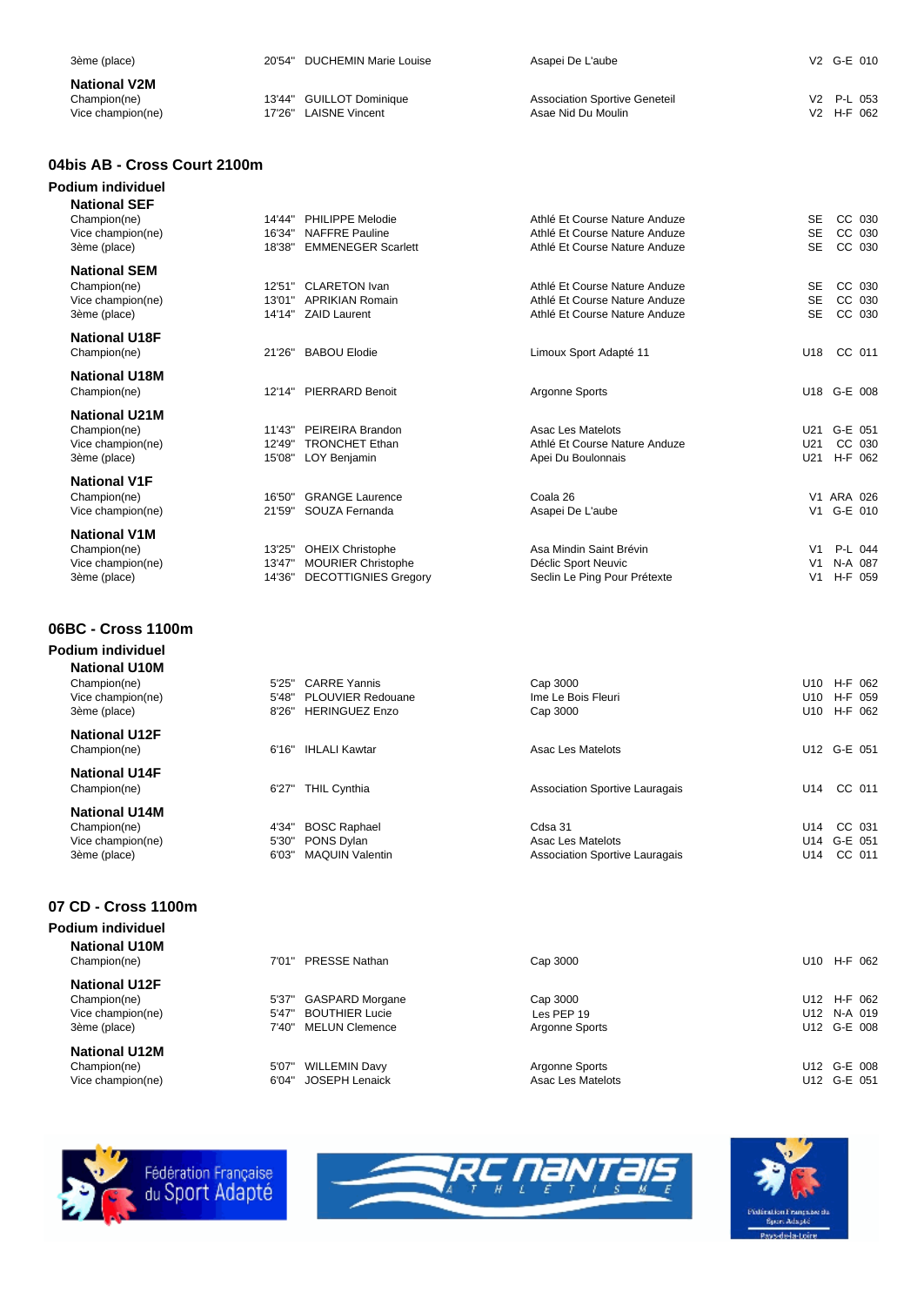| | | | |
|---|---|---|---|
| 3ème (place) | 20'54" DUCHEMIN Marie Louise | Asapei De L'aube | V2 G-E 010 |

**National V2M**

| | | | |
|---|---|---|---|
| Champion(ne) | 13'44" GUILLOT Dominique | Association Sportive Geneteil | V2 P-L 053 |
| Vice champion(ne) | 17'26" LAISNE Vincent | Asae Nid Du Moulin | V2 H-F 062 |

## 04bis AB - Cross Court 2100m

### Podium individuel

**National SEF**

| | | | |
|---|---|---|---|
| Champion(ne) | 14'44" PHILIPPE Melodie | Athlé Et Course Nature Anduze | SE CC 030 |
| Vice champion(ne) | 16'34" NAFFRE Pauline | Athlé Et Course Nature Anduze | SE CC 030 |
| 3ème (place) | 18'38" EMMENEGER Scarlett | Athlé Et Course Nature Anduze | SE CC 030 |

**National SEM**

| | | | |
|---|---|---|---|
| Champion(ne) | 12'51" CLARETON Ivan | Athlé Et Course Nature Anduze | SE CC 030 |
| Vice champion(ne) | 13'01" APRIKIAN Romain | Athlé Et Course Nature Anduze | SE CC 030 |
| 3ème (place) | 14'14" ZAID Laurent | Athlé Et Course Nature Anduze | SE CC 030 |

**National U18F**

| | | | |
|---|---|---|---|
| Champion(ne) | 21'26" BABOU Elodie | Limoux Sport Adapté 11 | U18 CC 011 |

**National U18M**

| | | | |
|---|---|---|---|
| Champion(ne) | 12'14" PIERRARD Benoit | Argonne Sports | U18 G-E 008 |

**National U21M**

| | | | |
|---|---|---|---|
| Champion(ne) | 11'43" PEIREIRA Brandon | Asac Les Matelots | U21 G-E 051 |
| Vice champion(ne) | 12'49" TRONCHET Ethan | Athlé Et Course Nature Anduze | U21 CC 030 |
| 3ème (place) | 15'08" LOY Benjamin | Apei Du Boulonnais | U21 H-F 062 |

**National V1F**

| | | | |
|---|---|---|---|
| Champion(ne) | 16'50" GRANGE Laurence | Coala 26 | V1 ARA 026 |
| Vice champion(ne) | 21'59" SOUZA Fernanda | Asapei De L'aube | V1 G-E 010 |

**National V1M**

| | | | |
|---|---|---|---|
| Champion(ne) | 13'25" OHEIX Christophe | Asa Mindin Saint Brévin | V1 P-L 044 |
| Vice champion(ne) | 13'47" MOURIER Christophe | Déclic Sport Neuvic | V1 N-A 087 |
| 3ème (place) | 14'36" DECOTTIGNIES Gregory | Seclin Le Ping Pour Prétexte | V1 H-F 059 |

## 06BC - Cross 1100m

### Podium individuel

**National U10M**

| | | | |
|---|---|---|---|
| Champion(ne) | 5'25" CARRE Yannis | Cap 3000 | U10 H-F 062 |
| Vice champion(ne) | 5'48" PLOUVIER Redouane | Ime Le Bois Fleuri | U10 H-F 059 |
| 3ème (place) | 8'26" HERINGUEZ Enzo | Cap 3000 | U10 H-F 062 |

**National U12F**

| | | | |
|---|---|---|---|
| Champion(ne) | 6'16" IHLALI Kawtar | Asac Les Matelots | U12 G-E 051 |

**National U14F**

| | | | |
|---|---|---|---|
| Champion(ne) | 6'27" THIL Cynthia | Association Sportive Lauragais | U14 CC 011 |

**National U14M**

| | | | |
|---|---|---|---|
| Champion(ne) | 4'34" BOSC Raphael | Cdsa 31 | U14 CC 031 |
| Vice champion(ne) | 5'30" PONS Dylan | Asac Les Matelots | U14 G-E 051 |
| 3ème (place) | 6'03" MAQUIN Valentin | Association Sportive Lauragais | U14 CC 011 |

## 07 CD - Cross 1100m

### Podium individuel

**National U10M**

| | | | |
|---|---|---|---|
| Champion(ne) | 7'01" PRESSE Nathan | Cap 3000 | U10 H-F 062 |

**National U12F**

| | | | |
|---|---|---|---|
| Champion(ne) | 5'37" GASPARD Morgane | Cap 3000 | U12 H-F 062 |
| Vice champion(ne) | 5'47" BOUTHIER Lucie | Les PEP 19 | U12 N-A 019 |
| 3ème (place) | 7'40" MELUN Clemence | Argonne Sports | U12 G-E 008 |

**National U12M**

| | | | |
|---|---|---|---|
| Champion(ne) | 5'07" WILLEMIN Davy | Argonne Sports | U12 G-E 008 |
| Vice champion(ne) | 6'04" JOSEPH Lenaick | Asac Les Matelots | U12 G-E 051 |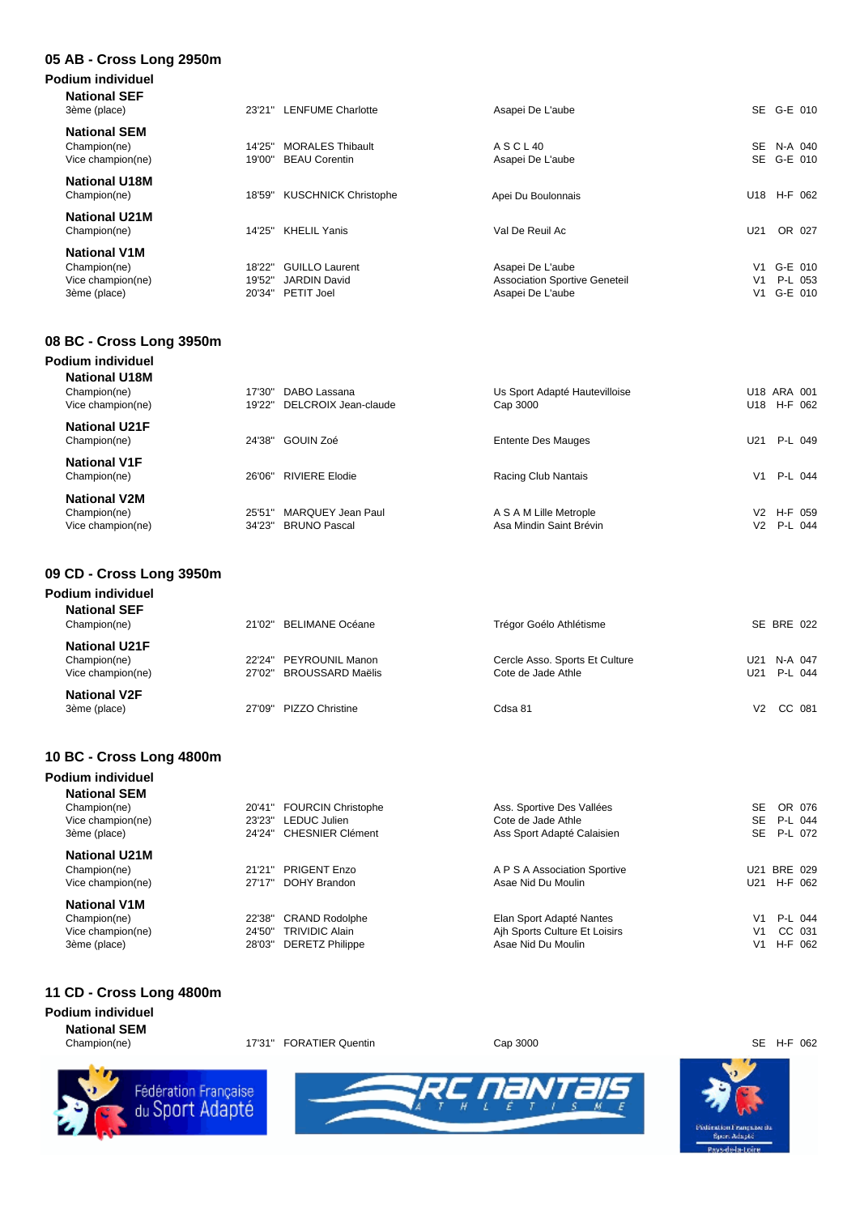## 05 AB - Cross Long 2950m

### Podium individuel

#### National SEF

| | | | | |
|---|---|---|---|---|
| 3ème (place) | 23'21" | LENFUME Charlotte | Asapei De L'aube | SE G-E 010 |

#### National SEM

| | | | | |
|---|---|---|---|---|
| Champion(ne) | 14'25" | MORALES Thibault | A S C L 40 | SE N-A 040 |
| Vice champion(ne) | 19'00" | BEAU Corentin | Asapei De L'aube | SE G-E 010 |

#### National U18M

| | | | | |
|---|---|---|---|---|
| Champion(ne) | 18'59" | KUSCHNICK Christophe | Apei Du Boulonnais | U18 H-F 062 |

#### National U21M

| | | | | |
|---|---|---|---|---|
| Champion(ne) | 14'25" | KHELIL Yanis | Val De Reuil Ac | U21 OR 027 |

#### National V1M

| | | | | |
|---|---|---|---|---|
| Champion(ne) | 18'22" | GUILLO Laurent | Asapei De L'aube | V1 G-E 010 |
| Vice champion(ne) | 19'52" | JARDIN David | Association Sportive Geneteil | V1 P-L 053 |
| 3ème (place) | 20'34" | PETIT Joel | Asapei De L'aube | V1 G-E 010 |

## 08 BC - Cross Long 3950m

### Podium individuel

#### National U18M

| | | | | |
|---|---|---|---|---|
| Champion(ne) | 17'30" | DABO Lassana | Us Sport Adapté Hautevilloise | U18 ARA 001 |
| Vice champion(ne) | 19'22" | DELCROIX Jean-claude | Cap 3000 | U18 H-F 062 |

#### National U21F

| | | | | |
|---|---|---|---|---|
| Champion(ne) | 24'38" | GOUIN Zoé | Entente Des Mauges | U21 P-L 049 |

#### National V1F

| | | | | |
|---|---|---|---|---|
| Champion(ne) | 26'06" | RIVIERE Elodie | Racing Club Nantais | V1 P-L 044 |

#### National V2M

| | | | | |
|---|---|---|---|---|
| Champion(ne) | 25'51" | MARQUEY Jean Paul | A S A M Lille Metropole | V2 H-F 059 |
| Vice champion(ne) | 34'23" | BRUNO Pascal | Asa Mindin Saint Brévin | V2 P-L 044 |

## 09 CD - Cross Long 3950m

### Podium individuel

#### National SEF

| | | | | |
|---|---|---|---|---|
| Champion(ne) | 21'02" | BELIMANE Océane | Trégor Goélo Athlétisme | SE BRE 022 |

#### National U21F

| | | | | |
|---|---|---|---|---|
| Champion(ne) | 22'24" | PEYROUNIL Manon | Cercle Asso. Sports Et Culture | U21 N-A 047 |
| Vice champion(ne) | 27'02" | BROUSSARD Maëlis | Cote de Jade Athle | U21 P-L 044 |

#### National V2F

| | | | | |
|---|---|---|---|---|
| 3ème (place) | 27'09" | PIZZO Christine | Cdsa 81 | V2 CC 081 |

## 10 BC - Cross Long 4800m

### Podium individuel

#### National SEM

| | | | | |
|---|---|---|---|---|
| Champion(ne) | 20'41" | FOURCIN Christophe | Ass. Sportive Des Vallées | SE OR 076 |
| Vice champion(ne) | 23'23" | LEDUC Julien | Cote de Jade Athle | SE P-L 044 |
| 3ème (place) | 24'24" | CHESNIER Clément | Ass Sport Adapté Calaisien | SE P-L 072 |

#### National U21M

| | | | | |
|---|---|---|---|---|
| Champion(ne) | 21'21" | PRIGENT Enzo | A P S A Association Sportive | U21 BRE 029 |
| Vice champion(ne) | 27'17" | DOHY Brandon | Asae Nid Du Moulin | U21 H-F 062 |

#### National V1M

| | | | | |
|---|---|---|---|---|
| Champion(ne) | 22'38" | CRAND Rodolphe | Elan Sport Adapté Nantes | V1 P-L 044 |
| Vice champion(ne) | 24'50" | TRIVIDIC Alain | Ajh Sports Culture Et Loisirs | V1 CC 031 |
| 3ème (place) | 28'03" | DERETZ Philippe | Asae Nid Du Moulin | V1 H-F 062 |

## 11 CD - Cross Long 4800m

### Podium individuel

#### National SEM

| | | | | |
|---|---|---|---|---|
| Champion(ne) | 17'31" | FORATIER Quentin | Cap 3000 | SE H-F 062 |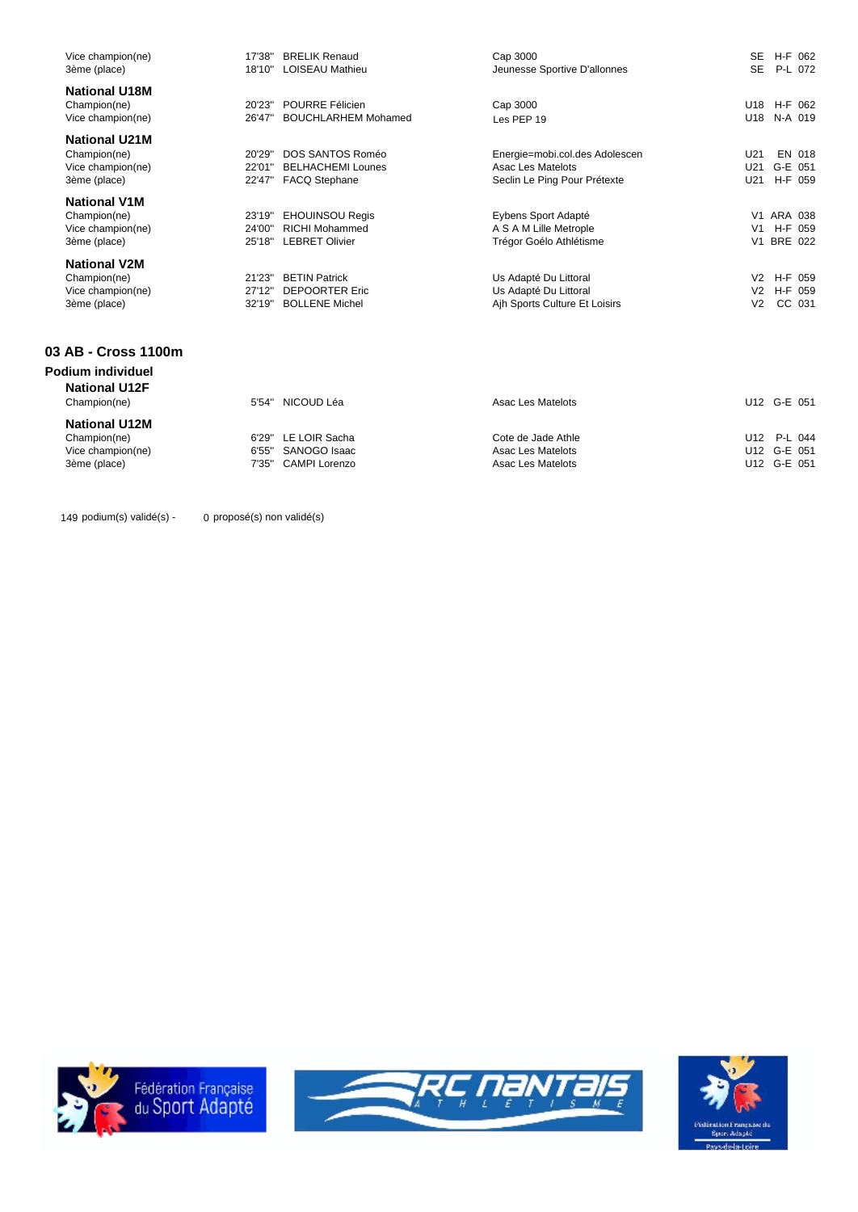| | | | |
|---|---|---|---|
| Vice champion(ne) | 17'38" BRELIK Renaud | Cap 3000 | SE H-F 062 |
| 3ème (place) | 18'10" LOISEAU Mathieu | Jeunesse Sportive D'allonnes | SE P-L 072 |

### National U18M

| | | | |
|---|---|---|---|
| Champion(ne) | 20'23" POURRE Félicien | Cap 3000 | U18 H-F 062 |
| Vice champion(ne) | 26'47" BOUCHLARHEM Mohamed | Les PEP 19 | U18 N-A 019 |

### National U21M

| | | | |
|---|---|---|---|
| Champion(ne) | 20'29" DOS SANTOS Roméo | Energie=mobi.col.des Adolescen | U21 EN 018 |
| Vice champion(ne) | 22'01" BELHACHEMI Lounes | Asac Les Matelots | U21 G-E 051 |
| 3ème (place) | 22'47" FACQ Stephane | Seclin Le Ping Pour Prétexte | U21 H-F 059 |

### National V1M

| | | | |
|---|---|---|---|
| Champion(ne) | 23'19" EHOUINSOU Regis | Eybens Sport Adapté | V1 ARA 038 |
| Vice champion(ne) | 24'00" RICHI Mohammed | A S A M Lille Metropole | V1 H-F 059 |
| 3ème (place) | 25'18" LEBRET Olivier | Trégor Goélo Athlétisme | V1 BRE 022 |

### National V2M

| | | | |
|---|---|---|---|
| Champion(ne) | 21'23" BETIN Patrick | Us Adapté Du Littoral | V2 H-F 059 |
| Vice champion(ne) | 27'12" DEPOORTER Eric | Us Adapté Du Littoral | V2 H-F 059 |
| 3ème (place) | 32'19" BOLLENE Michel | Ajh Sports Culture Et Loisirs | V2 CC 031 |

## 03 AB - Cross 1100m

### Podium individuel

### National U12F

| | | | |
|---|---|---|---|
| Champion(ne) | 5'54" NICOUD Léa | Asac Les Matelots | U12 G-E 051 |

### National U12M

| | | | |
|---|---|---|---|
| Champion(ne) | 6'29" LE LOIR Sacha | Cote de Jade Athle | U12 P-L 044 |
| Vice champion(ne) | 6'55" SANOGO Isaac | Asac Les Matelots | U12 G-E 051 |
| 3ème (place) | 7'35" CAMPI Lorenzo | Asac Les Matelots | U12 G-E 051 |

149 podium(s) validé(s) - 0 proposé(s) non validé(s)